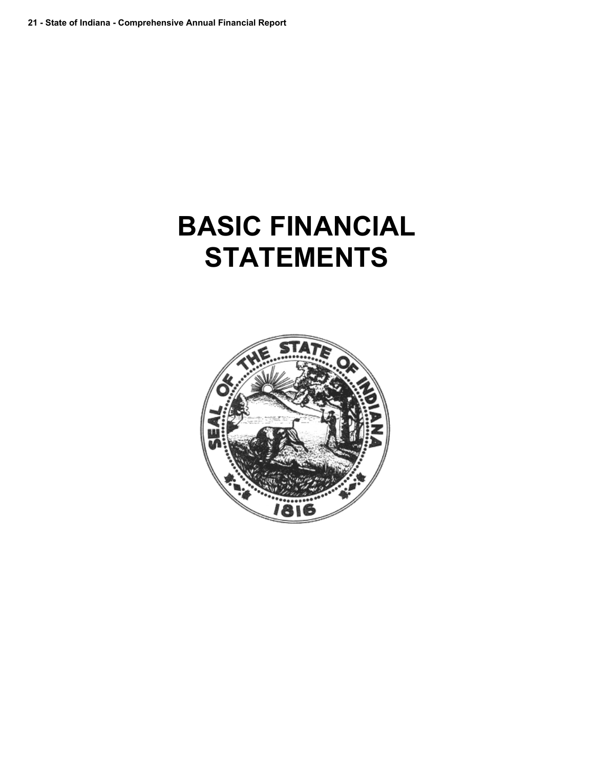# BASIC FINANCIAL STATEMENTS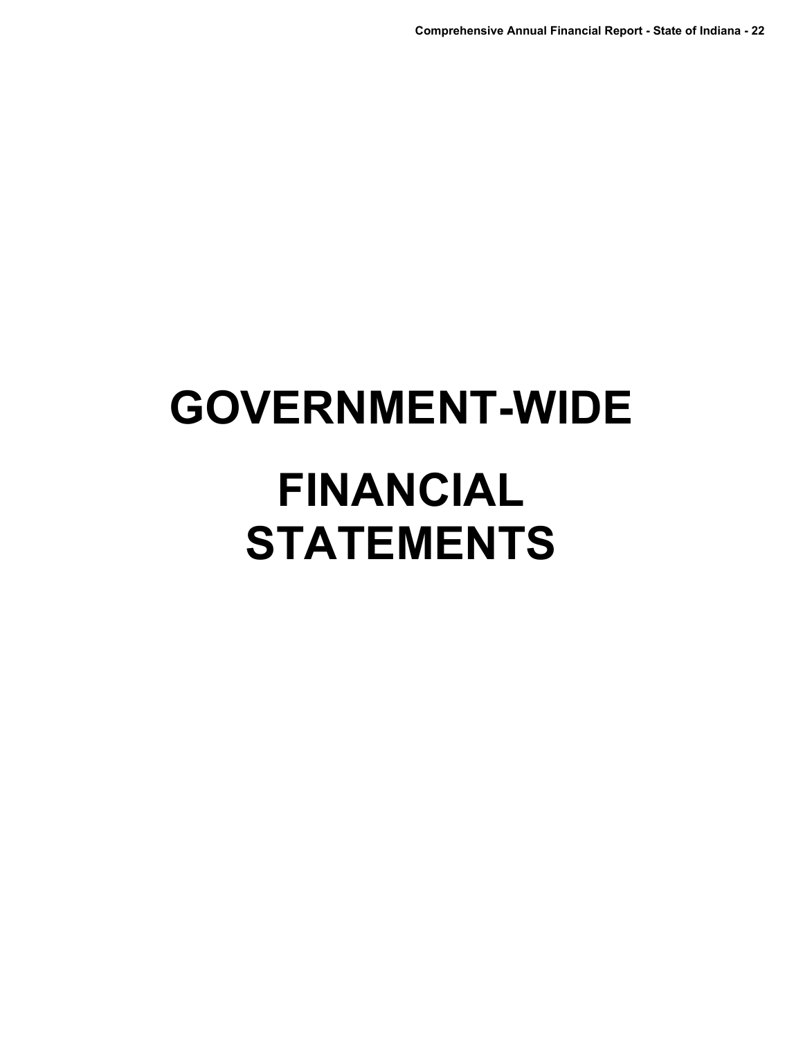# GOVERNMENT-WIDE

# FINANCIAL STATEMENTS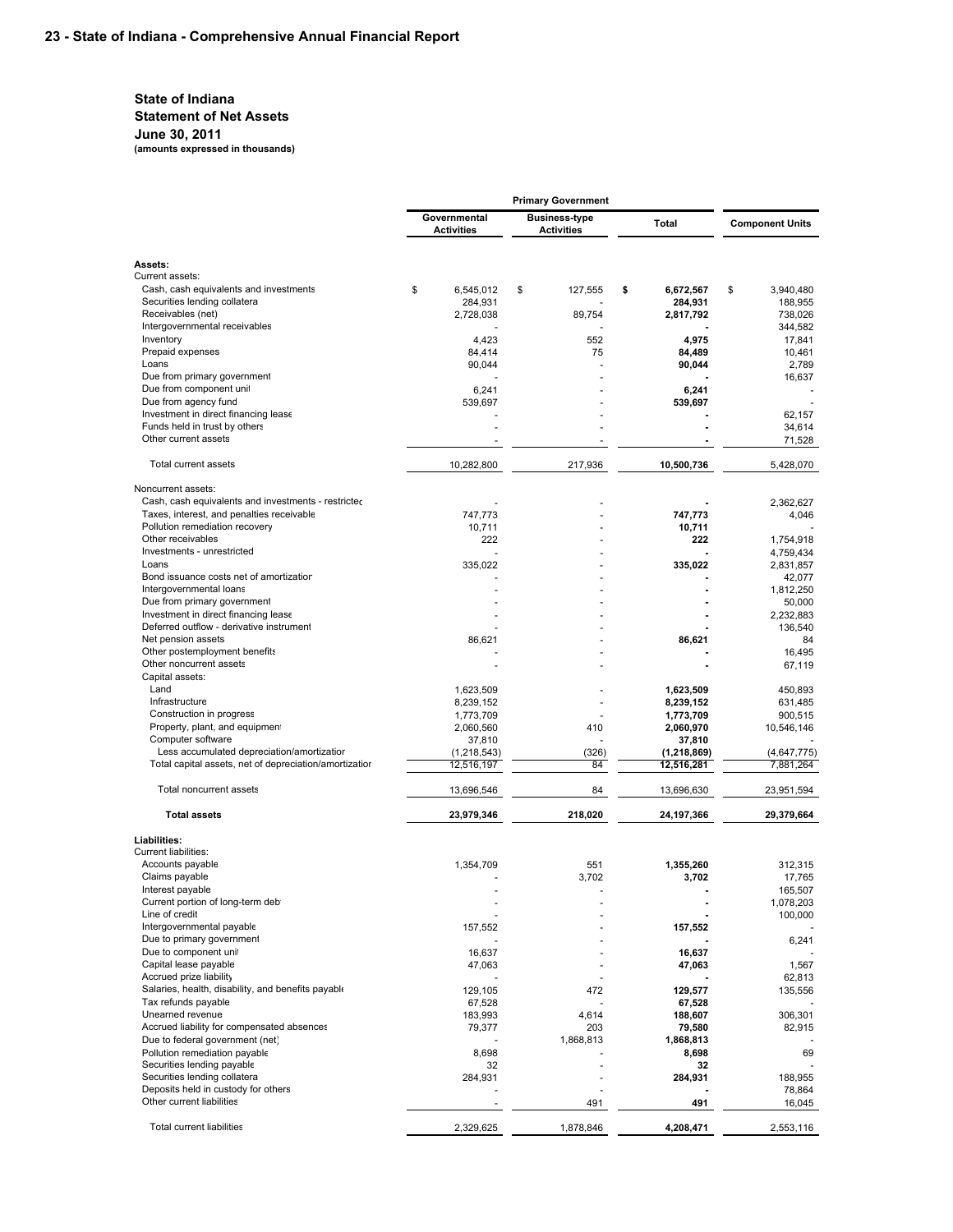## State of Indiana
## Statement of Net Assets
## June 30, 2011
**(amounts expressed in thousands)**

| | Primary Government | | | |
|---|---|---|---|---|
| | Governmental Activities | Business-type Activities | Total | Component Units |
| **Assets:** | | | | |
| Current assets: | | | | |
| Cash, cash equivalents and investments | $ 6,545,012 | $ 127,555 | **$ 6,672,567** | $ 3,940,480 |
| Securities lending collateral | 284,931 | - | **284,931** | 188,955 |
| Receivables (net) | 2,728,038 | 89,754 | **2,817,792** | 738,026 |
| Intergovernmental receivables | - | - | **-** | 344,582 |
| Inventory | 4,423 | 552 | **4,975** | 17,841 |
| Prepaid expenses | 84,414 | 75 | **84,489** | 10,461 |
| Loans | 90,044 | - | **90,044** | 2,789 |
| Due from primary government | - | - | **-** | 16,637 |
| Due from component unit | 6,241 | - | **6,241** | - |
| Due from agency fund | 539,697 | - | **539,697** | - |
| Investment in direct financing lease | - | - | **-** | 62,157 |
| Funds held in trust by others | - | - | **-** | 34,614 |
| Other current assets | - | - | **-** | 71,528 |
| Total current assets | 10,282,800 | 217,936 | **10,500,736** | 5,428,070 |
| Noncurrent assets: | | | | |
| Cash, cash equivalents and investments - restricted | - | - | **-** | 2,362,627 |
| Taxes, interest, and penalties receivable | 747,773 | - | **747,773** | 4,046 |
| Pollution remediation recovery | 10,711 | - | **10,711** | - |
| Other receivables | 222 | - | **222** | 1,754,918 |
| Investments - unrestricted | - | - | **-** | 4,759,434 |
| Loans | 335,022 | - | **335,022** | 2,831,857 |
| Bond issuance costs net of amortization | - | - | **-** | 42,077 |
| Intergovernmental loans | - | - | **-** | 1,812,250 |
| Due from primary government | - | - | **-** | 50,000 |
| Investment in direct financing lease | - | - | **-** | 2,232,883 |
| Deferred outflow - derivative instrument | - | - | **-** | 136,540 |
| Net pension assets | 86,621 | - | **86,621** | 84 |
| Other postemployment benefits | - | - | **-** | 16,495 |
| Other noncurrent assets | - | - | **-** | 67,119 |
| Capital assets: | | | | |
| Land | 1,623,509 | - | **1,623,509** | 450,893 |
| Infrastructure | 8,239,152 | - | **8,239,152** | 631,485 |
| Construction in progress | 1,773,709 | - | **1,773,709** | 900,515 |
| Property, plant, and equipment | 2,060,560 | 410 | **2,060,970** | 10,546,146 |
| Computer software | 37,810 | - | **37,810** | - |
| Less accumulated depreciation/amortization | (1,218,543) | (326) | **(1,218,869)** | (4,647,775) |
| Total capital assets, net of depreciation/amortization | 12,516,197 | 84 | **12,516,281** | 7,881,264 |
| Total noncurrent assets | 13,696,546 | 84 | 13,696,630 | 23,951,594 |
| **Total assets** | **23,979,346** | **218,020** | **24,197,366** | **29,379,664** |
| **Liabilities:** | | | | |
| Current liabilities: | | | | |
| Accounts payable | 1,354,709 | 551 | **1,355,260** | 312,315 |
| Claims payable | - | 3,702 | **3,702** | 17,765 |
| Interest payable | - | - | **-** | 165,507 |
| Current portion of long-term debt | - | - | **-** | 1,078,203 |
| Line of credit | - | - | **-** | 100,000 |
| Intergovernmental payable | 157,552 | - | **157,552** | - |
| Due to primary government | - | - | **-** | 6,241 |
| Due to component unit | 16,637 | - | **16,637** | - |
| Capital lease payable | 47,063 | - | **47,063** | 1,567 |
| Accrued prize liability | - | - | **-** | 62,813 |
| Salaries, health, disability, and benefits payable | 129,105 | 472 | **129,577** | 135,556 |
| Tax refunds payable | 67,528 | - | **67,528** | - |
| Unearned revenue | 183,993 | 4,614 | **188,607** | 306,301 |
| Accrued liability for compensated absences | 79,377 | 203 | **79,580** | 82,915 |
| Due to federal government (net) | - | 1,868,813 | **1,868,813** | - |
| Pollution remediation payable | 8,698 | - | **8,698** | 69 |
| Securities lending payable | 32 | - | **32** | - |
| Securities lending collateral | 284,931 | - | **284,931** | 188,955 |
| Deposits held in custody for others | - | - | **-** | 78,864 |
| Other current liabilities | - | 491 | **491** | 16,045 |
| Total current liabilities | 2,329,625 | 1,878,846 | **4,208,471** | 2,553,116 |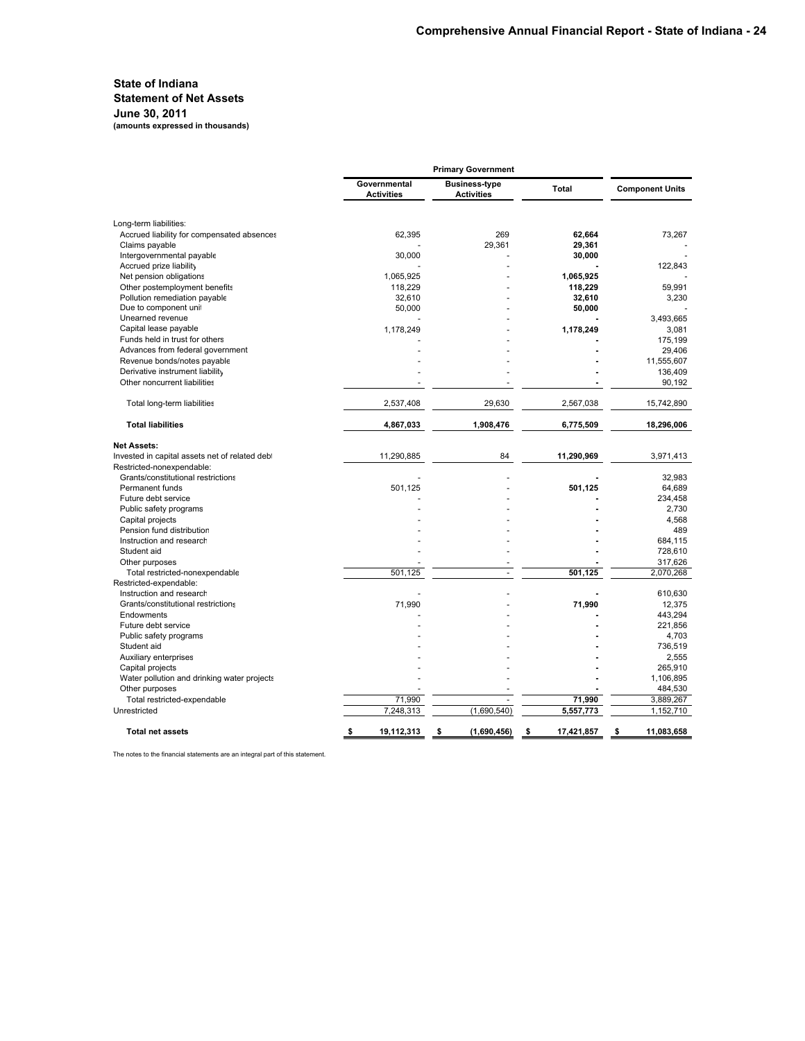## State of Indiana
## Statement of Net Assets
## June 30, 2011
**(amounts expressed in thousands)**

| | Primary Government | | | |
|---|---|---|---|---|
| | Governmental Activities | Business-type Activities | Total | Component Units |
| Long-term liabilities: | | | | |
| Accrued liability for compensated absences | 62,395 | 269 | **62,664** | 73,267 |
| Claims payable | - | 29,361 | **29,361** | - |
| Intergovernmental payable | 30,000 | - | **30,000** | - |
| Accrued prize liability | - | - | **-** | 122,843 |
| Net pension obligations | 1,065,925 | - | **1,065,925** | - |
| Other postemployment benefits | 118,229 | - | **118,229** | 59,991 |
| Pollution remediation payable | 32,610 | - | **32,610** | 3,230 |
| Due to component unit | 50,000 | - | **50,000** | - |
| Unearned revenue | - | - | **-** | 3,493,665 |
| Capital lease payable | 1,178,249 | - | **1,178,249** | 3,081 |
| Funds held in trust for others | - | - | **-** | 175,199 |
| Advances from federal government | - | - | **-** | 29,406 |
| Revenue bonds/notes payable | - | - | **-** | 11,555,607 |
| Derivative instrument liability | - | - | **-** | 136,409 |
| Other noncurrent liabilities | - | - | **-** | 90,192 |
| Total long-term liabilities | 2,537,408 | 29,630 | 2,567,038 | 15,742,890 |
| **Total liabilities** | **4,867,033** | **1,908,476** | **6,775,509** | **18,296,006** |
| **Net Assets:** | | | | |
| Invested in capital assets net of related debt | 11,290,885 | 84 | **11,290,969** | 3,971,413 |
| Restricted-nonexpendable: | | | | |
| Grants/constitutional restrictions | - | - | **-** | 32,983 |
| Permanent funds | 501,125 | - | **501,125** | 64,689 |
| Future debt service | - | - | **-** | 234,458 |
| Public safety programs | - | - | **-** | 2,730 |
| Capital projects | - | - | **-** | 4,568 |
| Pension fund distribution | - | - | **-** | 489 |
| Instruction and research | - | - | **-** | 684,115 |
| Student aid | - | - | **-** | 728,610 |
| Other purposes | - | - | **-** | 317,626 |
| Total restricted-nonexpendable | 501,125 | - | **501,125** | 2,070,268 |
| Restricted-expendable: | | | | |
| Instruction and research | - | - | **-** | 610,630 |
| Grants/constitutional restrictions | 71,990 | - | **71,990** | 12,375 |
| Endowments | - | - | **-** | 443,294 |
| Future debt service | - | - | **-** | 221,856 |
| Public safety programs | - | - | **-** | 4,703 |
| Student aid | - | - | **-** | 736,519 |
| Auxiliary enterprises | - | - | **-** | 2,555 |
| Capital projects | - | - | **-** | 265,910 |
| Water pollution and drinking water projects | - | - | **-** | 1,106,895 |
| Other purposes | - | - | **-** | 484,530 |
| Total restricted-expendable | 71,990 | - | **71,990** | 3,889,267 |
| Unrestricted | 7,248,313 | (1,690,540) | **5,557,773** | 1,152,710 |
| **Total net assets** | **$ 19,112,313** | **$ (1,690,456)** | **$ 17,421,857** | **$ 11,083,658** |

The notes to the financial statements are an integral part of this statement.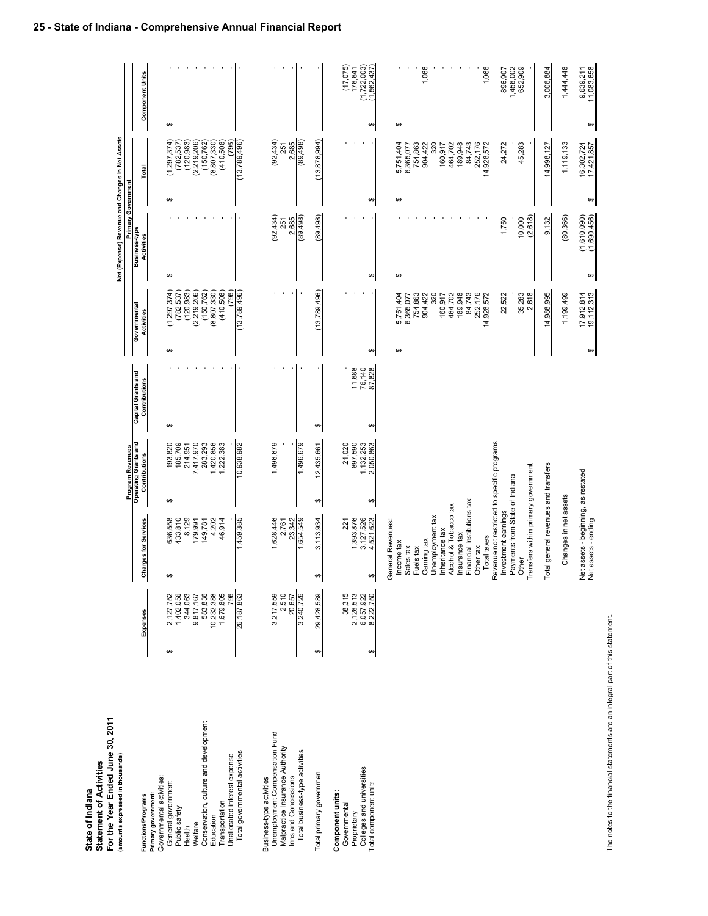# State of Indiana
## Statement of Activities
### For the Year Ended June 30, 2011
(amounts expressed in thousands)

| Functions/Programs | Expenses | Program Revenues: Charges for Services | Program Revenues: Operating Grants and Contributions | Program Revenues: Capital Grants and Contributions | Net (Expense) Revenue and Changes in Net Assets — Primary Government: Governmental Activities | Primary Government: Business-type Activities | Primary Government: Total | Component Units |
|---|---|---|---|---|---|---|---|---|
| **Primary government:** | | | | | | | | |
| Governmental activities: | | | | | | | | |
| General government | $ 2,127,752 | $ 636,558 | $ 193,820 | $ - | $ (1,297,374) | $ - | $ (1,297,374) | $ - |
| Public safety | 1,402,056 | 433,810 | 185,709 | - | (782,537) | - | (782,537) | - |
| Health | 344,063 | 8,129 | 214,951 | - | (120,983) | - | (120,983) | - |
| Welfare | 9,817,167 | 179,991 | 7,417,970 | - | (2,219,206) | - | (2,219,206) | - |
| Conservation, culture and development | 583,836 | 149,781 | 283,293 | - | (150,762) | - | (150,762) | - |
| Education | 10,232,388 | 4,202 | 1,420,856 | - | (8,807,330) | - | (8,807,330) | - |
| Transportation | 1,679,805 | 46,914 | 1,222,383 | - | (410,508) | - | (410,508) | - |
| Unallocated interest expense | 796 | - | - | - | (796) | - | (796) | - |
| Total governmental activities | 26,187,863 | 1,459,385 | 10,938,982 | - | (13,789,496) | - | (13,789,496) | - |
| Business-type activities | | | | | | | | |
| Unemployment Compensation Fund | 3,217,559 | 1,628,446 | 1,496,679 | - | - | (92,434) | (92,434) | - |
| Malpractice Insurance Authority | 2,510 | 2,761 | - | - | - | 251 | 251 | - |
| Inns and Concessions | 20,657 | 23,342 | - | - | - | 2,685 | 2,685 | - |
| Total business-type activities | 3,240,726 | 1,654,549 | 1,496,679 | - | - | (89,498) | (89,498) | - |
| Total primary government | $ 29,428,589 | $ 3,113,934 | $ 12,435,661 | $ - | (13,789,496) | (89,498) | (13,878,994) | - |
| **Component units:** | | | | | | | | |
| Governmental | 38,315 | 221 | 21,020 | - | - | - | - | (17,075) |
| Proprietary | 2,126,513 | 1,393,876 | 897,590 | 11,688 | - | - | - | 176,641 |
| Colleges and universities | 6,057,922 | 3,127,526 | 1,132,253 | 76,140 | - | - | - | (1,722,003) |
| Total component units | $ 8,222,750 | $ 4,521,623 | $ 2,050,863 | $ 87,828 | $ - | $ - | $ - | $ (1,562,437) |
| General Revenues: | | | | | | | | |
| Income tax | | | | | $ 5,751,404 | $ - | $ 5,751,404 | $ - |
| Sales tax | | | | | 6,365,077 | - | 6,365,077 | - |
| Fuels tax | | | | | 754,863 | - | 754,863 | - |
| Gaming tax | | | | | 904,422 | - | 904,422 | 1,066 |
| Unemployment tax | | | | | 320 | - | 320 | - |
| Inheritance tax | | | | | 160,917 | - | 160,917 | - |
| Alcohol & Tobacco tax | | | | | 464,702 | - | 464,702 | - |
| Insurance tax | | | | | 189,948 | - | 189,948 | - |
| Financial Institutions tax | | | | | 84,743 | - | 84,743 | - |
| Other tax | | | | | 252,176 | - | 252,176 | - |
| Total taxes | | | | | 14,928,572 | - | 14,928,572 | 1,066 |
| Revenue not restricted to specific programs | | | | | | | | |
| Investment earnings | | | | | 22,522 | 1,750 | 24,272 | 896,907 |
| Payments from State of Indiana | | | | | - | - | - | 1,456,002 |
| Other | | | | | 35,283 | 10,000 | 45,283 | 652,909 |
| Transfers within primary government | | | | | 2,618 | (2,618) | - | - |
| Total general revenues and transfers | | | | | 14,988,995 | 9,132 | 14,998,127 | 3,006,884 |
| Changes in net assets | | | | | 1,199,499 | (80,366) | 1,119,133 | 1,444,448 |
| Net assets - beginning, as restated | | | | | 17,912,814 | (1,610,090) | 16,302,724 | 9,639,211 |
| Net assets - ending | | | | | $ 19,112,313 | $ (1,690,456) | $ 17,421,857 | $ 11,083,658 |

The notes to the financial statements are an integral part of this statement.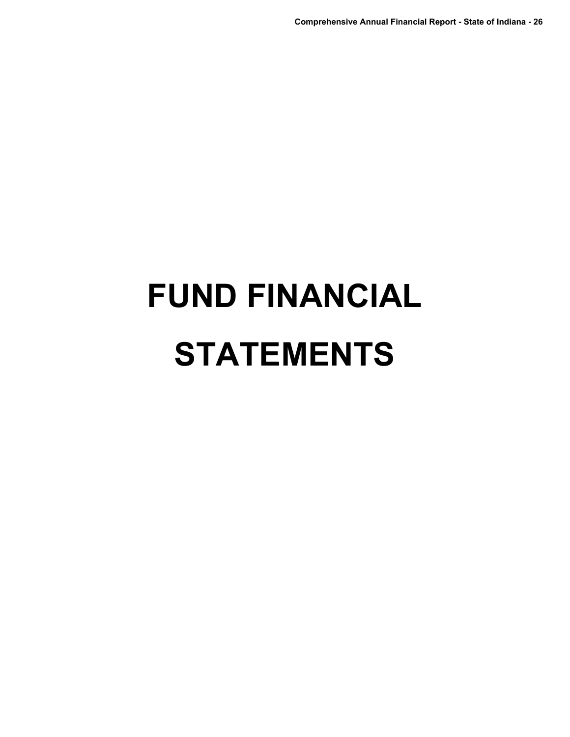# FUND FINANCIAL STATEMENTS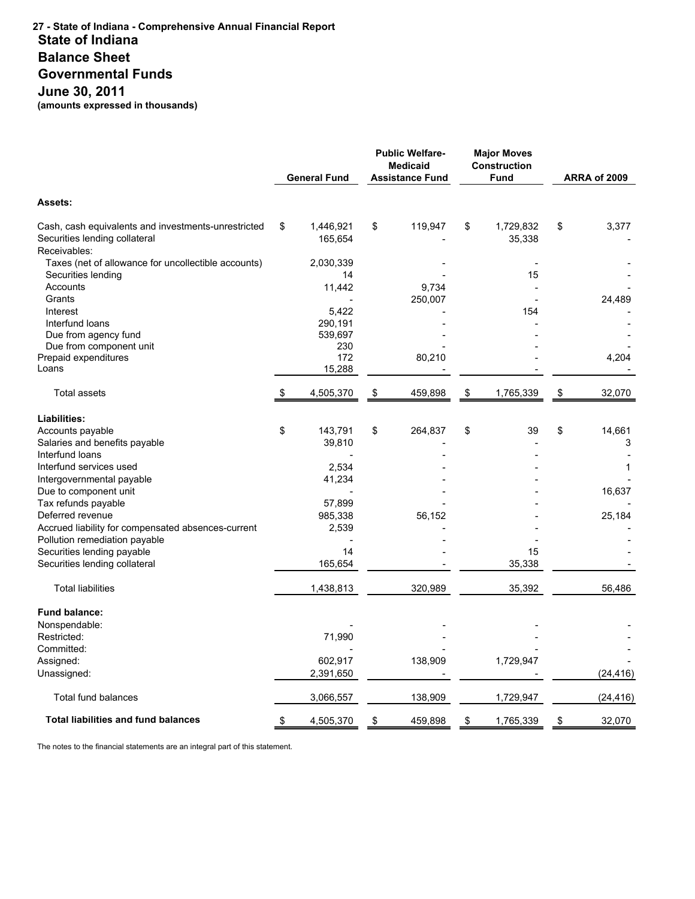# State of Indiana
## Balance Sheet
## Governmental Funds
## June 30, 2011
**(amounts expressed in thousands)**

| | General Fund | Public Welfare-Medicaid Assistance Fund | Major Moves Construction Fund | ARRA of 2009 |
|---|---|---|---|---|
| **Assets:** | | | | |
| Cash, cash equivalents and investments-unrestricted | $ 1,446,921 | $ 119,947 | $ 1,729,832 | $ 3,377 |
| Securities lending collateral | 165,654 | - | 35,338 | - |
| Receivables: | | | | |
| Taxes (net of allowance for uncollectible accounts) | 2,030,339 | - | - | - |
| Securities lending | 14 | - | 15 | - |
| Accounts | 11,442 | 9,734 | - | - |
| Grants | - | 250,007 | - | 24,489 |
| Interest | 5,422 | - | 154 | - |
| Interfund loans | 290,191 | - | - | - |
| Due from agency fund | 539,697 | - | - | - |
| Due from component unit | 230 | - | - | - |
| Prepaid expenditures | 172 | 80,210 | - | 4,204 |
| Loans | 15,288 | - | - | - |
| Total assets | $ 4,505,370 | $ 459,898 | $ 1,765,339 | $ 32,070 |
| **Liabilities:** | | | | |
| Accounts payable | $ 143,791 | $ 264,837 | $ 39 | $ 14,661 |
| Salaries and benefits payable | 39,810 | - | - | 3 |
| Interfund loans | - | - | - | - |
| Interfund services used | 2,534 | - | - | 1 |
| Intergovernmental payable | 41,234 | - | - | - |
| Due to component unit | - | - | - | 16,637 |
| Tax refunds payable | 57,899 | - | - | - |
| Deferred revenue | 985,338 | 56,152 | - | 25,184 |
| Accrued liability for compensated absences-current | 2,539 | - | - | - |
| Pollution remediation payable | - | - | - | - |
| Securities lending payable | 14 | - | 15 | - |
| Securities lending collateral | 165,654 | - | 35,338 | - |
| Total liabilities | 1,438,813 | 320,989 | 35,392 | 56,486 |
| **Fund balance:** | | | | |
| Nonspendable: | - | - | - | - |
| Restricted: | 71,990 | - | - | - |
| Committed: | - | - | - | - |
| Assigned: | 602,917 | 138,909 | 1,729,947 | - |
| Unassigned: | 2,391,650 | - | - | (24,416) |
| Total fund balances | 3,066,557 | 138,909 | 1,729,947 | (24,416) |
| **Total liabilities and fund balances** | $ 4,505,370 | $ 459,898 | $ 1,765,339 | $ 32,070 |

The notes to the financial statements are an integral part of this statement.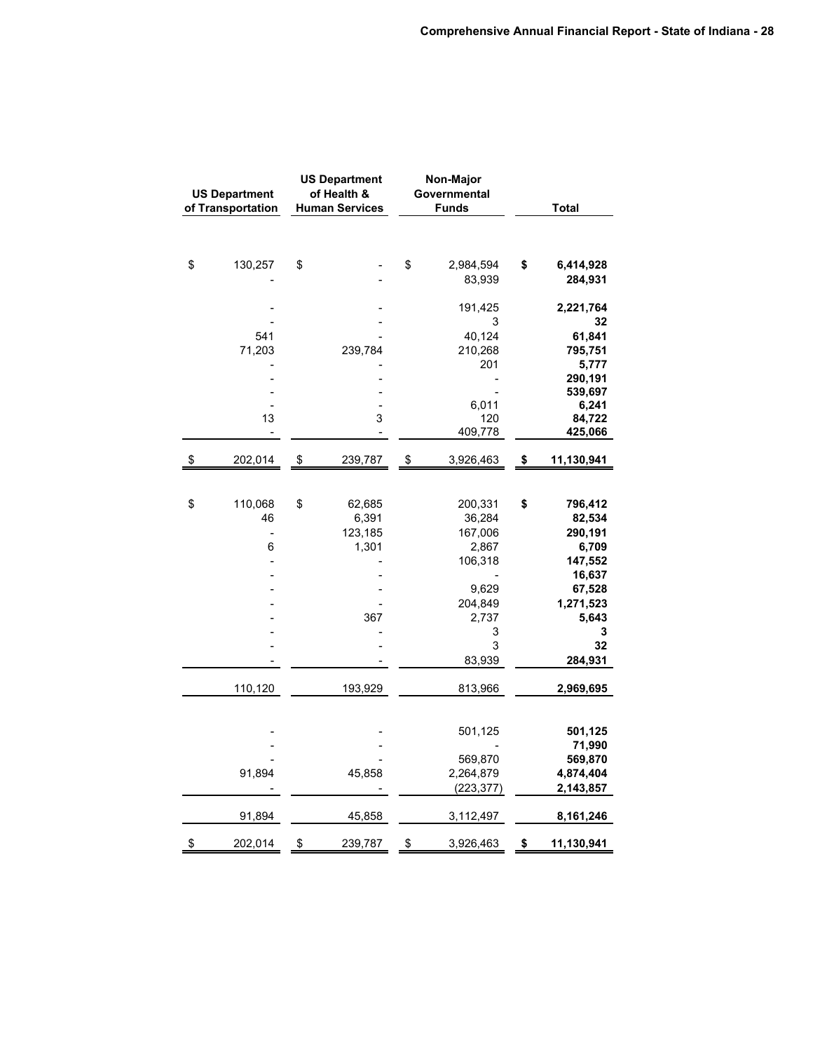| US Department of Transportation | US Department of Health & Human Services | Non-Major Governmental Funds | Total |
|---|---|---|---|
| $ 130,257 | $ - | $ 2,984,594 | **$ 6,414,928** |
| - | - | 83,939 | **284,931** |
| | | | |
| - | - | 191,425 | **2,221,764** |
| - | - | 3 | **32** |
| 541 | - | 40,124 | **61,841** |
| 71,203 | 239,784 | 210,268 | **795,751** |
| - | - | 201 | **5,777** |
| - | - | - | **290,191** |
| - | - | - | **539,697** |
| - | - | 6,011 | **6,241** |
| 13 | 3 | 120 | **84,722** |
| - | - | 409,778 | **425,066** |
| $ 202,014 | $ 239,787 | $ 3,926,463 | **$ 11,130,941** |
| | | | |
| $ 110,068 | $ 62,685 | 200,331 | **$ 796,412** |
| 46 | 6,391 | 36,284 | **82,534** |
| - | 123,185 | 167,006 | **290,191** |
| 6 | 1,301 | 2,867 | **6,709** |
| - | - | 106,318 | **147,552** |
| - | - | - | **16,637** |
| - | - | 9,629 | **67,528** |
| - | - | 204,849 | **1,271,523** |
| - | 367 | 2,737 | **5,643** |
| - | - | 3 | **3** |
| - | - | 3 | **32** |
| - | - | 83,939 | **284,931** |
| 110,120 | 193,929 | 813,966 | **2,969,695** |
| | | | |
| - | - | 501,125 | **501,125** |
| - | - | - | **71,990** |
| - | - | 569,870 | **569,870** |
| 91,894 | 45,858 | 2,264,879 | **4,874,404** |
| - | - | (223,377) | **2,143,857** |
| 91,894 | 45,858 | 3,112,497 | **8,161,246** |
| $ 202,014 | $ 239,787 | $ 3,926,463 | **$ 11,130,941** |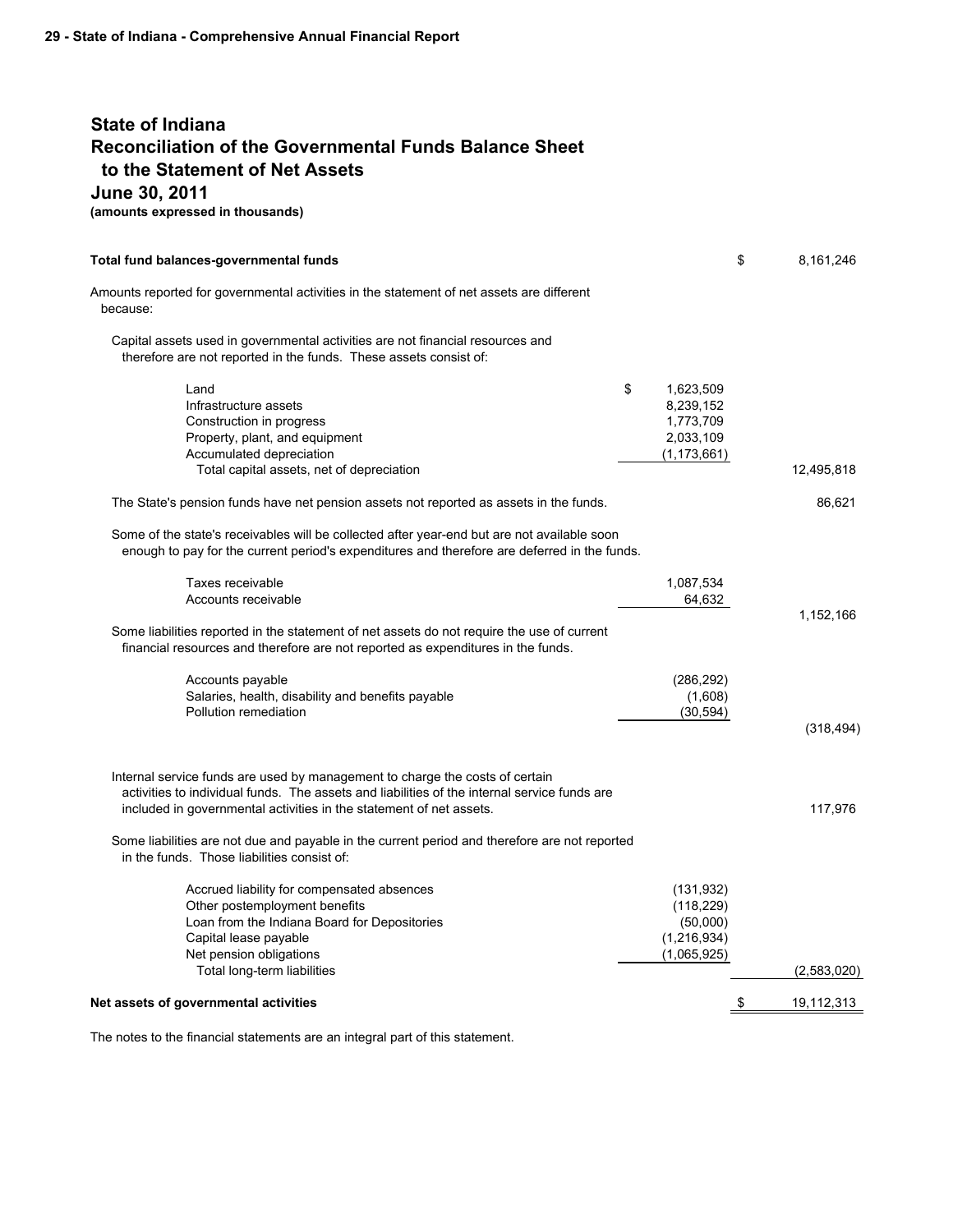# State of Indiana
## Reconciliation of the Governmental Funds Balance Sheet to the Statement of Net Assets
## June 30, 2011
**(amounts expressed in thousands)**

| | | |
|---|---|---|
| **Total fund balances-governmental funds** | | $ 8,161,246 |
| Amounts reported for governmental activities in the statement of net assets are different because: | | |
| Capital assets used in governmental activities are not financial resources and therefore are not reported in the funds. These assets consist of: | | |
| Land | $ 1,623,509 | |
| Infrastructure assets | 8,239,152 | |
| Construction in progress | 1,773,709 | |
| Property, plant, and equipment | 2,033,109 | |
| Accumulated depreciation | (1,173,661) | |
| Total capital assets, net of depreciation | | 12,495,818 |
| The State's pension funds have net pension assets not reported as assets in the funds. | | 86,621 |
| Some of the state's receivables will be collected after year-end but are not available soon enough to pay for the current period's expenditures and therefore are deferred in the funds. | | |
| Taxes receivable | 1,087,534 | |
| Accounts receivable | 64,632 | |
| | | 1,152,166 |
| Some liabilities reported in the statement of net assets do not require the use of current financial resources and therefore are not reported as expenditures in the funds. | | |
| Accounts payable | (286,292) | |
| Salaries, health, disability and benefits payable | (1,608) | |
| Pollution remediation | (30,594) | |
| | | (318,494) |
| Internal service funds are used by management to charge the costs of certain activities to individual funds. The assets and liabilities of the internal service funds are included in governmental activities in the statement of net assets. | | 117,976 |
| Some liabilities are not due and payable in the current period and therefore are not reported in the funds. Those liabilities consist of: | | |
| Accrued liability for compensated absences | (131,932) | |
| Other postemployment benefits | (118,229) | |
| Loan from the Indiana Board for Depositories | (50,000) | |
| Capital lease payable | (1,216,934) | |
| Net pension obligations | (1,065,925) | |
| Total long-term liabilities | | (2,583,020) |
| **Net assets of governmental activities** | | $ 19,112,313 |

The notes to the financial statements are an integral part of this statement.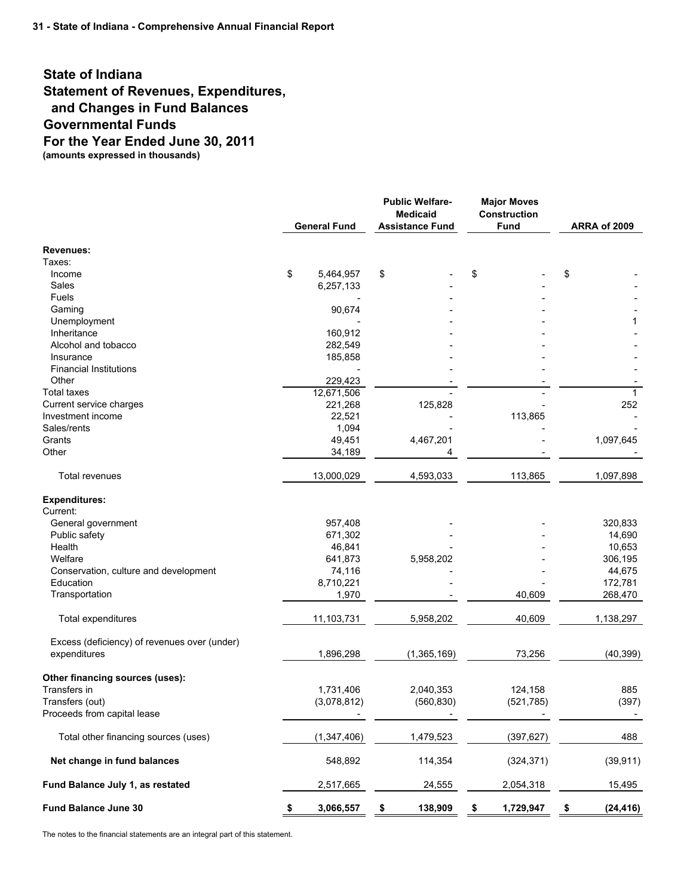# State of Indiana
## Statement of Revenues, Expenditures, and Changes in Fund Balances
## Governmental Funds
## For the Year Ended June 30, 2011
**(amounts expressed in thousands)**

| | General Fund | Public Welfare-Medicaid Assistance Fund | Major Moves Construction Fund | ARRA of 2009 |
|---|---|---|---|---|
| **Revenues:** | | | | |
| Taxes: | | | | |
| Income | $ 5,464,957 | $ - | $ - | $ - |
| Sales | 6,257,133 | - | - | - |
| Fuels | - | - | - | - |
| Gaming | 90,674 | - | - | - |
| Unemployment | - | - | - | 1 |
| Inheritance | 160,912 | - | - | - |
| Alcohol and tobacco | 282,549 | - | - | - |
| Insurance | 185,858 | - | - | - |
| Financial Institutions | - | - | - | - |
| Other | 229,423 | - | - | - |
| Total taxes | 12,671,506 | - | - | 1 |
| Current service charges | 221,268 | 125,828 | - | 252 |
| Investment income | 22,521 | - | 113,865 | - |
| Sales/rents | 1,094 | - | - | - |
| Grants | 49,451 | 4,467,201 | - | 1,097,645 |
| Other | 34,189 | 4 | - | - |
| Total revenues | 13,000,029 | 4,593,033 | 113,865 | 1,097,898 |
| **Expenditures:** | | | | |
| Current: | | | | |
| General government | 957,408 | - | - | 320,833 |
| Public safety | 671,302 | - | - | 14,690 |
| Health | 46,841 | - | - | 10,653 |
| Welfare | 641,873 | 5,958,202 | - | 306,195 |
| Conservation, culture and development | 74,116 | - | - | 44,675 |
| Education | 8,710,221 | - | - | 172,781 |
| Transportation | 1,970 | - | 40,609 | 268,470 |
| Total expenditures | 11,103,731 | 5,958,202 | 40,609 | 1,138,297 |
| Excess (deficiency) of revenues over (under) expenditures | 1,896,298 | (1,365,169) | 73,256 | (40,399) |
| **Other financing sources (uses):** | | | | |
| Transfers in | 1,731,406 | 2,040,353 | 124,158 | 885 |
| Transfers (out) | (3,078,812) | (560,830) | (521,785) | (397) |
| Proceeds from capital lease | - | - | - | - |
| Total other financing sources (uses) | (1,347,406) | 1,479,523 | (397,627) | 488 |
| **Net change in fund balances** | 548,892 | 114,354 | (324,371) | (39,911) |
| **Fund Balance July 1, as restated** | 2,517,665 | 24,555 | 2,054,318 | 15,495 |
| **Fund Balance June 30** | **$ 3,066,557** | **$ 138,909** | **$ 1,729,947** | **$ (24,416)** |

The notes to the financial statements are an integral part of this statement.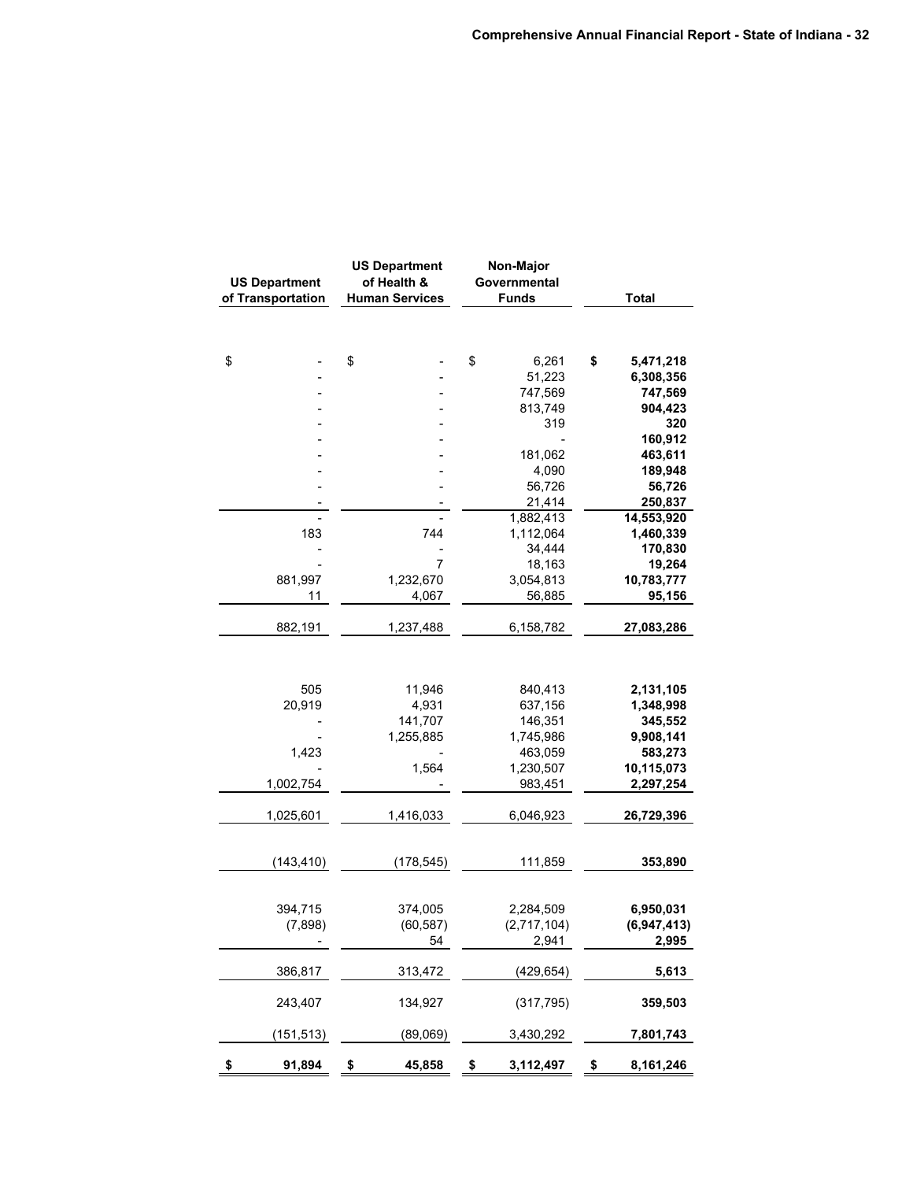| US Department of Transportation | US Department of Health & Human Services | Non-Major Governmental Funds | Total |
|---|---|---|---|
| $ - | $ - | $ 6,261 | **$ 5,471,218** |
| - | - | 51,223 | **6,308,356** |
| - | - | 747,569 | **747,569** |
| - | - | 813,749 | **904,423** |
| - | - | 319 | **320** |
| - | - | - | **160,912** |
| - | - | 181,062 | **463,611** |
| - | - | 4,090 | **189,948** |
| - | - | 56,726 | **56,726** |
| - | - | 21,414 | **250,837** |
| - | - | 1,882,413 | **14,553,920** |
| 183 | 744 | 1,112,064 | **1,460,339** |
| - | - | 34,444 | **170,830** |
| - | 7 | 18,163 | **19,264** |
| 881,997 | 1,232,670 | 3,054,813 | **10,783,777** |
| 11 | 4,067 | 56,885 | **95,156** |
| 882,191 | 1,237,488 | 6,158,782 | **27,083,286** |
| | | | |
| 505 | 11,946 | 840,413 | **2,131,105** |
| 20,919 | 4,931 | 637,156 | **1,348,998** |
| - | 141,707 | 146,351 | **345,552** |
| - | 1,255,885 | 1,745,986 | **9,908,141** |
| 1,423 | - | 463,059 | **583,273** |
| - | 1,564 | 1,230,507 | **10,115,073** |
| 1,002,754 | - | 983,451 | **2,297,254** |
| 1,025,601 | 1,416,033 | 6,046,923 | **26,729,396** |
| | | | |
| (143,410) | (178,545) | 111,859 | **353,890** |
| | | | |
| 394,715 | 374,005 | 2,284,509 | **6,950,031** |
| (7,898) | (60,587) | (2,717,104) | **(6,947,413)** |
| - | 54 | 2,941 | **2,995** |
| 386,817 | 313,472 | (429,654) | **5,613** |
| 243,407 | 134,927 | (317,795) | **359,503** |
| (151,513) | (89,069) | 3,430,292 | **7,801,743** |
| **$ 91,894** | **$ 45,858** | **$ 3,112,497** | **$ 8,161,246** |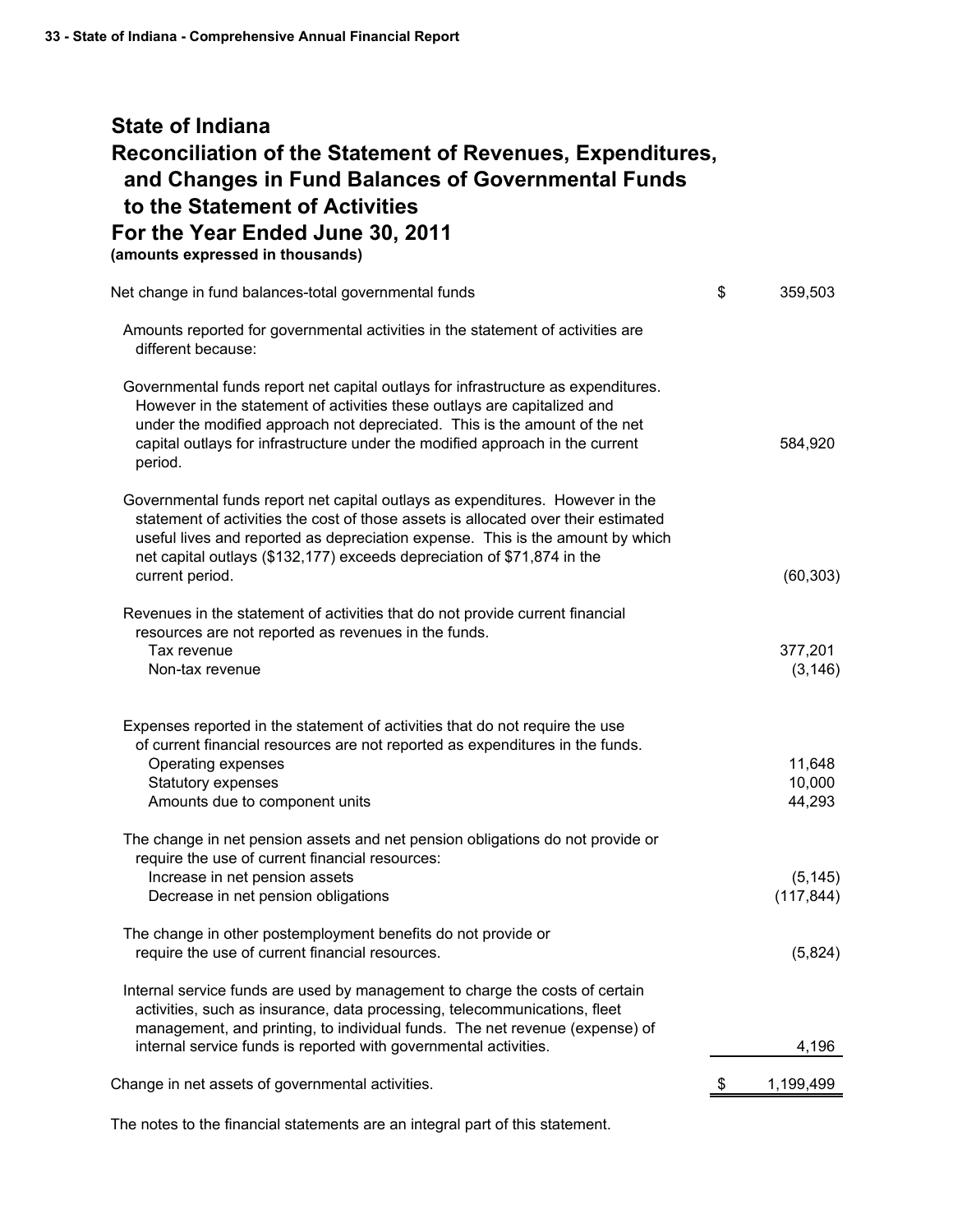# State of Indiana

## Reconciliation of the Statement of Revenues, Expenditures, and Changes in Fund Balances of Governmental Funds to the Statement of Activities

## For the Year Ended June 30, 2011

**(amounts expressed in thousands)**

| | | |
|---|---|---|
| Net change in fund balances-total governmental funds | $ | 359,503 |
| Amounts reported for governmental activities in the statement of activities are different because: | | |
| Governmental funds report net capital outlays for infrastructure as expenditures. However in the statement of activities these outlays are capitalized and under the modified approach not depreciated. This is the amount of the net capital outlays for infrastructure under the modified approach in the current period. | | 584,920 |
| Governmental funds report net capital outlays as expenditures. However in the statement of activities the cost of those assets is allocated over their estimated useful lives and reported as depreciation expense. This is the amount by which net capital outlays ($132,177) exceeds depreciation of $71,874 in the current period. | | (60,303) |
| Revenues in the statement of activities that do not provide current financial resources are not reported as revenues in the funds. | | |
| Tax revenue | | 377,201 |
| Non-tax revenue | | (3,146) |
| Expenses reported in the statement of activities that do not require the use of current financial resources are not reported as expenditures in the funds. | | |
| Operating expenses | | 11,648 |
| Statutory expenses | | 10,000 |
| Amounts due to component units | | 44,293 |
| The change in net pension assets and net pension obligations do not provide or require the use of current financial resources: | | |
| Increase in net pension assets | | (5,145) |
| Decrease in net pension obligations | | (117,844) |
| The change in other postemployment benefits do not provide or require the use of current financial resources. | | (5,824) |
| Internal service funds are used by management to charge the costs of certain activities, such as insurance, data processing, telecommunications, fleet management, and printing, to individual funds. The net revenue (expense) of internal service funds is reported with governmental activities. | | 4,196 |
| Change in net assets of governmental activities. | $ | 1,199,499 |

The notes to the financial statements are an integral part of this statement.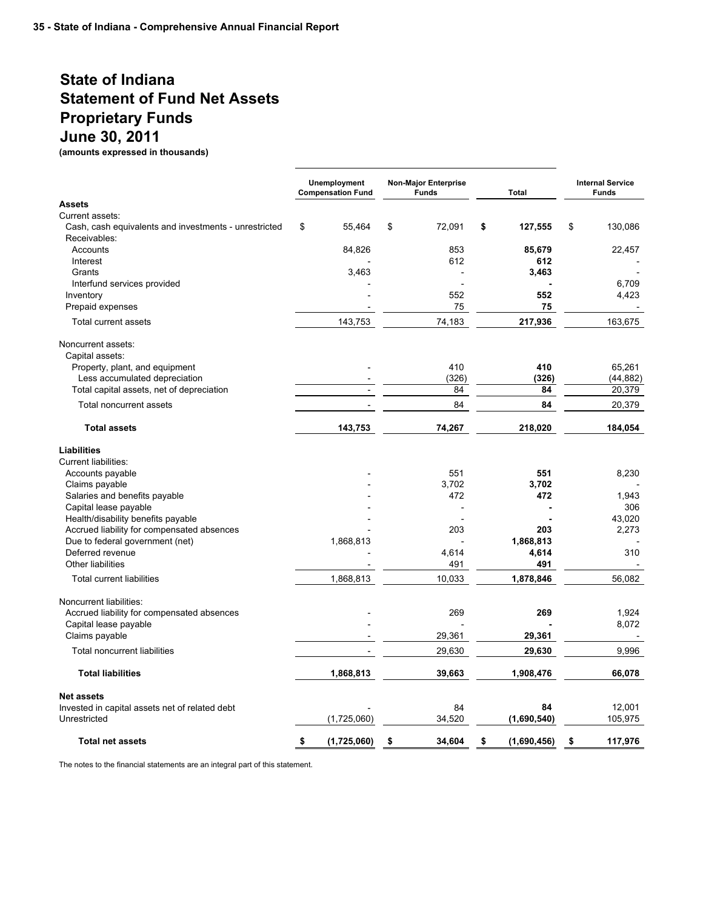# State of Indiana
# Statement of Fund Net Assets
# Proprietary Funds
# June 30, 2011

**(amounts expressed in thousands)**

| | Unemployment Compensation Fund | Non-Major Enterprise Funds | Total | Internal Service Funds |
|---|---|---|---|---|
| **Assets** | | | | |
| Current assets: | | | | |
| Cash, cash equivalents and investments - unrestricted | $ 55,464 | $ 72,091 | **$ 127,555** | $ 130,086 |
| Receivables: | | | | |
| Accounts | 84,826 | 853 | **85,679** | 22,457 |
| Interest | - | 612 | **612** | - |
| Grants | 3,463 | - | **3,463** | - |
| Interfund services provided | - | - | **-** | 6,709 |
| Inventory | - | 552 | **552** | 4,423 |
| Prepaid expenses | - | 75 | **75** | - |
| Total current assets | 143,753 | 74,183 | **217,936** | 163,675 |
| Noncurrent assets: | | | | |
| Capital assets: | | | | |
| Property, plant, and equipment | - | 410 | **410** | 65,261 |
| Less accumulated depreciation | - | (326) | **(326)** | (44,882) |
| Total capital assets, net of depreciation | - | 84 | **84** | 20,379 |
| Total noncurrent assets | - | 84 | **84** | 20,379 |
| **Total assets** | **143,753** | **74,267** | **218,020** | **184,054** |
| **Liabilities** | | | | |
| Current liabilities: | | | | |
| Accounts payable | - | 551 | **551** | 8,230 |
| Claims payable | - | 3,702 | **3,702** | - |
| Salaries and benefits payable | - | 472 | **472** | 1,943 |
| Capital lease payable | - | - | **-** | 306 |
| Health/disability benefits payable | - | - | **-** | 43,020 |
| Accrued liability for compensated absences | - | 203 | **203** | 2,273 |
| Due to federal government (net) | 1,868,813 | - | **1,868,813** | - |
| Deferred revenue | - | 4,614 | **4,614** | 310 |
| Other liabilities | - | 491 | **491** | - |
| Total current liabilities | 1,868,813 | 10,033 | **1,878,846** | 56,082 |
| Noncurrent liabilities: | | | | |
| Accrued liability for compensated absences | - | 269 | **269** | 1,924 |
| Capital lease payable | - | - | **-** | 8,072 |
| Claims payable | - | 29,361 | **29,361** | - |
| Total noncurrent liabilities | - | 29,630 | **29,630** | 9,996 |
| **Total liabilities** | **1,868,813** | **39,663** | **1,908,476** | **66,078** |
| **Net assets** | | | | |
| Invested in capital assets net of related debt | - | 84 | **84** | 12,001 |
| Unrestricted | (1,725,060) | 34,520 | **(1,690,540)** | 105,975 |
| **Total net assets** | **$ (1,725,060)** | **$ 34,604** | **$ (1,690,456)** | **$ 117,976** |

The notes to the financial statements are an integral part of this statement.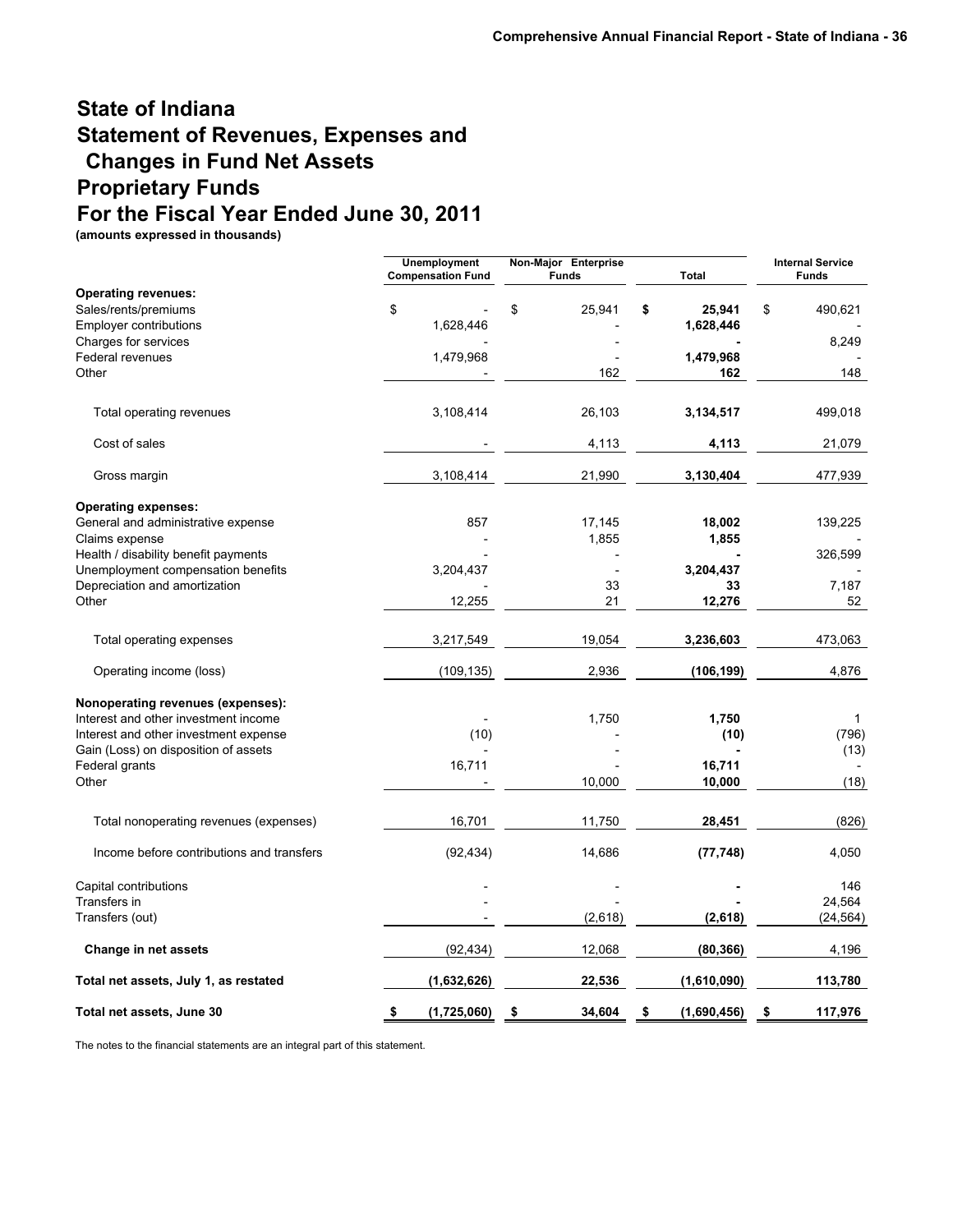# State of Indiana
# Statement of Revenues, Expenses and Changes in Fund Net Assets
# Proprietary Funds
# For the Fiscal Year Ended June 30, 2011

**(amounts expressed in thousands)**

| | Unemployment Compensation Fund | Non-Major Enterprise Funds | Total | Internal Service Funds |
|---|---|---|---|---|
| **Operating revenues:** | | | | |
| Sales/rents/premiums | $ - | $ 25,941 | **$ 25,941** | $ 490,621 |
| Employer contributions | 1,628,446 | - | **1,628,446** | - |
| Charges for services | - | - | **-** | 8,249 |
| Federal revenues | 1,479,968 | - | **1,479,968** | - |
| Other | - | 162 | **162** | 148 |
| Total operating revenues | 3,108,414 | 26,103 | **3,134,517** | 499,018 |
| Cost of sales | - | 4,113 | **4,113** | 21,079 |
| Gross margin | 3,108,414 | 21,990 | **3,130,404** | 477,939 |
| **Operating expenses:** | | | | |
| General and administrative expense | 857 | 17,145 | **18,002** | 139,225 |
| Claims expense | - | 1,855 | **1,855** | - |
| Health / disability benefit payments | - | - | **-** | 326,599 |
| Unemployment compensation benefits | 3,204,437 | - | **3,204,437** | - |
| Depreciation and amortization | - | 33 | **33** | 7,187 |
| Other | 12,255 | 21 | **12,276** | 52 |
| Total operating expenses | 3,217,549 | 19,054 | **3,236,603** | 473,063 |
| Operating income (loss) | (109,135) | 2,936 | **(106,199)** | 4,876 |
| **Nonoperating revenues (expenses):** | | | | |
| Interest and other investment income | - | 1,750 | **1,750** | 1 |
| Interest and other investment expense | (10) | - | **(10)** | (796) |
| Gain (Loss) on disposition of assets | - | - | **-** | (13) |
| Federal grants | 16,711 | - | **16,711** | - |
| Other | - | 10,000 | **10,000** | (18) |
| Total nonoperating revenues (expenses) | 16,701 | 11,750 | **28,451** | (826) |
| Income before contributions and transfers | (92,434) | 14,686 | **(77,748)** | 4,050 |
| Capital contributions | - | - | **-** | 146 |
| Transfers in | - | - | **-** | 24,564 |
| Transfers (out) | - | (2,618) | **(2,618)** | (24,564) |
| **Change in net assets** | (92,434) | 12,068 | **(80,366)** | 4,196 |
| **Total net assets, July 1, as restated** | **(1,632,626)** | **22,536** | **(1,610,090)** | **113,780** |
| **Total net assets, June 30** | **$ (1,725,060)** | **$ 34,604** | **$ (1,690,456)** | **$ 117,976** |

The notes to the financial statements are an integral part of this statement.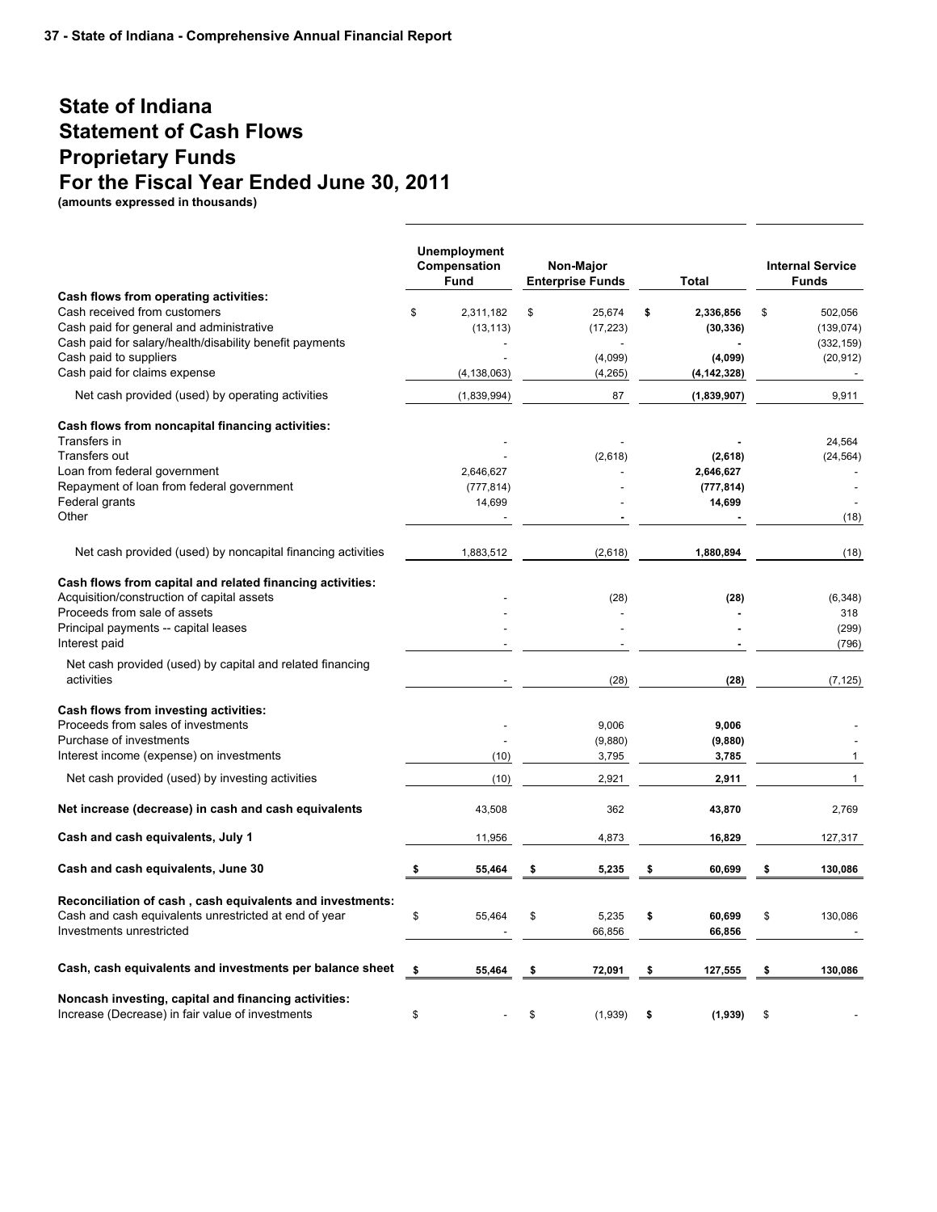# State of Indiana
# Statement of Cash Flows
# Proprietary Funds
# For the Fiscal Year Ended June 30, 2011

**(amounts expressed in thousands)**

| | Unemployment Compensation Fund | Non-Major Enterprise Funds | Total | Internal Service Funds |
|---|---|---|---|---|
| **Cash flows from operating activities:** | | | | |
| Cash received from customers | $ 2,311,182 | $ 25,674 | **$ 2,336,856** | $ 502,056 |
| Cash paid for general and administrative | (13,113) | (17,223) | **(30,336)** | (139,074) |
| Cash paid for salary/health/disability benefit payments | - | - | **-** | (332,159) |
| Cash paid to suppliers | - | (4,099) | **(4,099)** | (20,912) |
| Cash paid for claims expense | (4,138,063) | (4,265) | **(4,142,328)** | - |
| Net cash provided (used) by operating activities | (1,839,994) | 87 | **(1,839,907)** | 9,911 |
| **Cash flows from noncapital financing activities:** | | | | |
| Transfers in | - | - | **-** | 24,564 |
| Transfers out | - | (2,618) | **(2,618)** | (24,564) |
| Loan from federal government | 2,646,627 | - | **2,646,627** | - |
| Repayment of loan from federal government | (777,814) | - | **(777,814)** | - |
| Federal grants | 14,699 | - | **14,699** | - |
| Other | - | - | **-** | (18) |
| Net cash provided (used) by noncapital financing activities | 1,883,512 | (2,618) | **1,880,894** | (18) |
| **Cash flows from capital and related financing activities:** | | | | |
| Acquisition/construction of capital assets | - | (28) | **(28)** | (6,348) |
| Proceeds from sale of assets | - | - | **-** | 318 |
| Principal payments -- capital leases | - | - | **-** | (299) |
| Interest paid | - | - | **-** | (796) |
| Net cash provided (used) by capital and related financing activities | - | (28) | **(28)** | (7,125) |
| **Cash flows from investing activities:** | | | | |
| Proceeds from sales of investments | - | 9,006 | **9,006** | - |
| Purchase of investments | - | (9,880) | **(9,880)** | - |
| Interest income (expense) on investments | (10) | 3,795 | **3,785** | 1 |
| Net cash provided (used) by investing activities | (10) | 2,921 | **2,911** | 1 |
| **Net increase (decrease) in cash and cash equivalents** | 43,508 | 362 | **43,870** | 2,769 |
| **Cash and cash equivalents, July 1** | 11,956 | 4,873 | **16,829** | 127,317 |
| **Cash and cash equivalents, June 30** | **$ 55,464** | **$ 5,235** | **$ 60,699** | **$ 130,086** |
| **Reconciliation of cash , cash equivalents and investments:** | | | | |
| Cash and cash equivalents unrestricted at end of year | $ 55,464 | $ 5,235 | **$ 60,699** | $ 130,086 |
| Investments unrestricted | - | 66,856 | **66,856** | - |
| **Cash, cash equivalents and investments per balance sheet** | **$ 55,464** | **$ 72,091** | **$ 127,555** | **$ 130,086** |
| **Noncash investing, capital and financing activities:** | | | | |
| Increase (Decrease) in fair value of investments | $ - | $ (1,939) | **$ (1,939)** | $ - |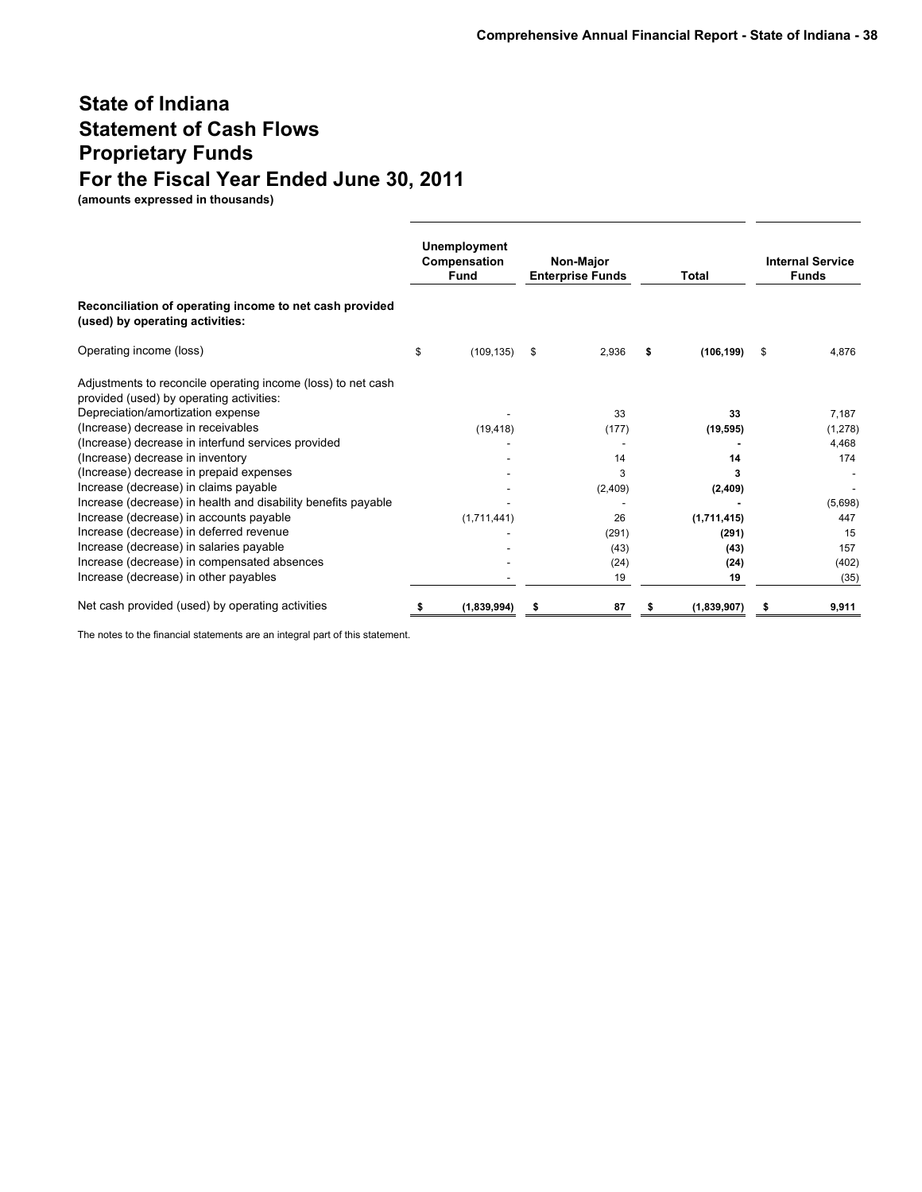# State of Indiana
# Statement of Cash Flows
# Proprietary Funds
# For the Fiscal Year Ended June 30, 2011

**(amounts expressed in thousands)**

| | Unemployment Compensation Fund | Non-Major Enterprise Funds | Total | Internal Service Funds |
|---|---|---|---|---|
| **Reconciliation of operating income to net cash provided (used) by operating activities:** | | | | |
| Operating income (loss) | $ (109,135) | $ 2,936 | **$ (106,199)** | $ 4,876 |
| Adjustments to reconcile operating income (loss) to net cash provided (used) by operating activities: | | | | |
| Depreciation/amortization expense | - | 33 | **33** | 7,187 |
| (Increase) decrease in receivables | (19,418) | (177) | **(19,595)** | (1,278) |
| (Increase) decrease in interfund services provided | - | - | **-** | 4,468 |
| (Increase) decrease in inventory | - | 14 | **14** | 174 |
| (Increase) decrease in prepaid expenses | - | 3 | **3** | - |
| Increase (decrease) in claims payable | - | (2,409) | **(2,409)** | - |
| Increase (decrease) in health and disability benefits payable | - | - | **-** | (5,698) |
| Increase (decrease) in accounts payable | (1,711,441) | 26 | **(1,711,415)** | 447 |
| Increase (decrease) in deferred revenue | - | (291) | **(291)** | 15 |
| Increase (decrease) in salaries payable | - | (43) | **(43)** | 157 |
| Increase (decrease) in compensated absences | - | (24) | **(24)** | (402) |
| Increase (decrease) in other payables | - | 19 | **19** | (35) |
| Net cash provided (used) by operating activities | **$ (1,839,994)** | **$ 87** | **$ (1,839,907)** | **$ 9,911** |

The notes to the financial statements are an integral part of this statement.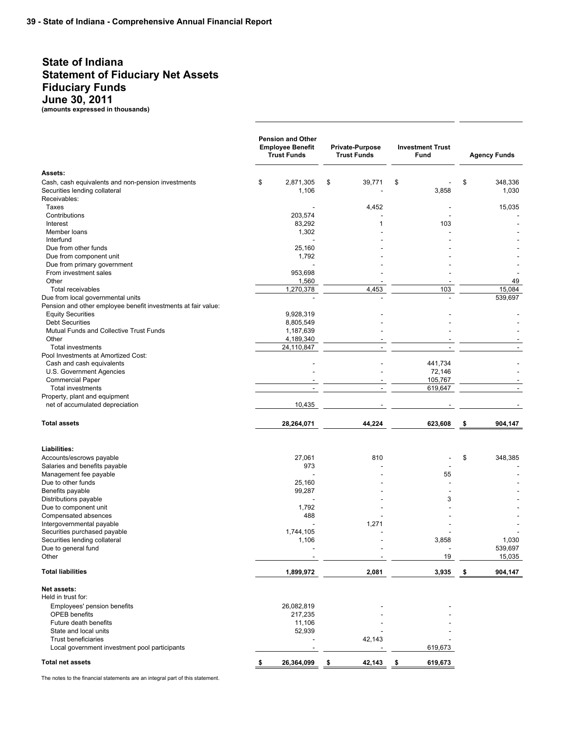# State of Indiana
# Statement of Fiduciary Net Assets
# Fiduciary Funds
# June 30, 2011

**(amounts expressed in thousands)**

| | Pension and Other Employee Benefit Trust Funds | Private-Purpose Trust Funds | Investment Trust Fund | Agency Funds |
|---|---|---|---|---|
| **Assets:** | | | | |
| Cash, cash equivalents and non-pension investments | $ 2,871,305 | $ 39,771 | $ - | $ 348,336 |
| Securities lending collateral | 1,106 | - | 3,858 | 1,030 |
| Receivables: | | | | |
| Taxes | - | 4,452 | - | 15,035 |
| Contributions | 203,574 | - | - | - |
| Interest | 83,292 | 1 | 103 | - |
| Member loans | 1,302 | - | - | - |
| Interfund | - | - | - | - |
| Due from other funds | 25,160 | - | - | - |
| Due from component unit | 1,792 | - | - | - |
| Due from primary government | - | - | - | - |
| From investment sales | 953,698 | - | - | - |
| Other | 1,560 | - | - | 49 |
| Total receivables | 1,270,378 | 4,453 | 103 | 15,084 |
| Due from local governmental units | - | - | - | 539,697 |
| Pension and other employee benefit investments at fair value: | | | | |
| Equity Securities | 9,928,319 | - | - | - |
| Debt Securities | 8,805,549 | - | - | - |
| Mutual Funds and Collective Trust Funds | 1,187,639 | - | - | - |
| Other | 4,189,340 | - | - | - |
| Total investments | 24,110,847 | - | - | - |
| Pool Investments at Amortized Cost: | | | | |
| Cash and cash equivalents | - | - | 441,734 | - |
| U.S. Government Agencies | - | - | 72,146 | - |
| Commercial Paper | - | - | 105,767 | - |
| Total investments | - | - | 619,647 | - |
| Property, plant and equipment net of accumulated depreciation | 10,435 | - | - | - |
| **Total assets** | **28,264,071** | **44,224** | **623,608** | **$ 904,147** |
| **Liabilities:** | | | | |
| Accounts/escrows payable | 27,061 | 810 | - | $ 348,385 |
| Salaries and benefits payable | 973 | - | - | - |
| Management fee payable | - | - | 55 | - |
| Due to other funds | 25,160 | - | - | - |
| Benefits payable | 99,287 | - | - | - |
| Distributions payable | - | - | 3 | - |
| Due to component unit | 1,792 | - | - | - |
| Compensated absences | 488 | - | - | - |
| Intergovernmental payable | - | 1,271 | - | - |
| Securities purchased payable | 1,744,105 | - | - | - |
| Securities lending collateral | 1,106 | - | 3,858 | 1,030 |
| Due to general fund | - | - | - | 539,697 |
| Other | - | - | 19 | 15,035 |
| **Total liabilities** | **1,899,972** | **2,081** | **3,935** | **$ 904,147** |
| **Net assets:** | | | | |
| Held in trust for: | | | | |
| Employees' pension benefits | 26,082,819 | - | - | |
| OPEB benefits | 217,235 | - | - | |
| Future death benefits | 11,106 | - | - | |
| State and local units | 52,939 | - | - | |
| Trust beneficiaries | - | 42,143 | - | |
| Local government investment pool participants | - | - | 619,673 | |
| **Total net assets** | **$ 26,364,099** | **$ 42,143** | **$ 619,673** | |

The notes to the financial statements are an integral part of this statement.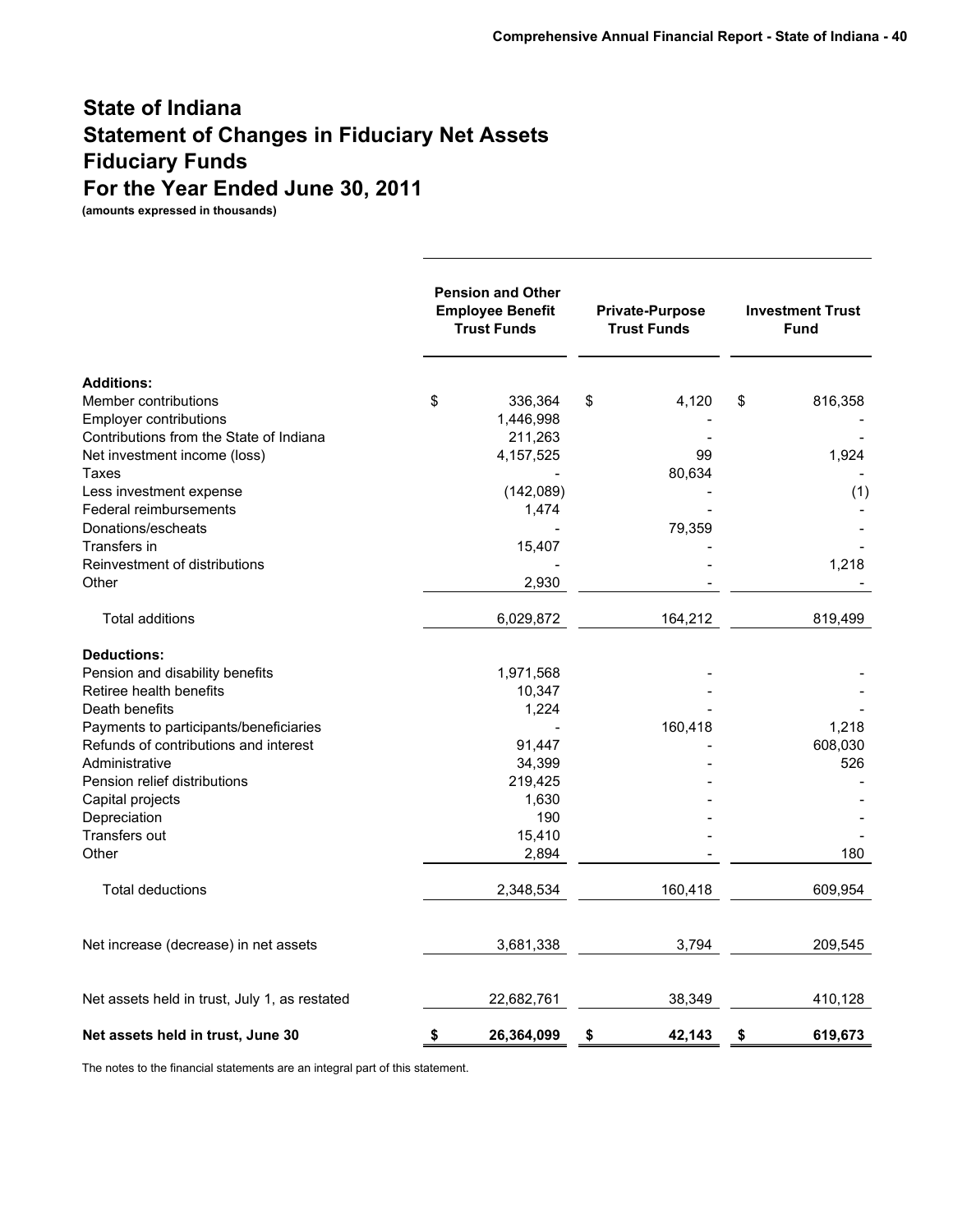# State of Indiana
# Statement of Changes in Fiduciary Net Assets
# Fiduciary Funds
# For the Year Ended June 30, 2011

**(amounts expressed in thousands)**

| | Pension and Other Employee Benefit Trust Funds | Private-Purpose Trust Funds | Investment Trust Fund |
|---|---|---|---|
| **Additions:** | | | |
| Member contributions | $ 336,364 | $ 4,120 | $ 816,358 |
| Employer contributions | 1,446,998 | - | - |
| Contributions from the State of Indiana | 211,263 | - | - |
| Net investment income (loss) | 4,157,525 | 99 | 1,924 |
| Taxes | - | 80,634 | - |
| Less investment expense | (142,089) | - | (1) |
| Federal reimbursements | 1,474 | - | - |
| Donations/escheats | - | 79,359 | - |
| Transfers in | 15,407 | - | - |
| Reinvestment of distributions | - | - | 1,218 |
| Other | 2,930 | - | - |
| Total additions | 6,029,872 | 164,212 | 819,499 |
| **Deductions:** | | | |
| Pension and disability benefits | 1,971,568 | - | - |
| Retiree health benefits | 10,347 | - | - |
| Death benefits | 1,224 | - | - |
| Payments to participants/beneficiaries | - | 160,418 | 1,218 |
| Refunds of contributions and interest | 91,447 | - | 608,030 |
| Administrative | 34,399 | - | 526 |
| Pension relief distributions | 219,425 | - | - |
| Capital projects | 1,630 | - | - |
| Depreciation | 190 | - | - |
| Transfers out | 15,410 | - | - |
| Other | 2,894 | - | 180 |
| Total deductions | 2,348,534 | 160,418 | 609,954 |
| Net increase (decrease) in net assets | 3,681,338 | 3,794 | 209,545 |
| Net assets held in trust, July 1, as restated | 22,682,761 | 38,349 | 410,128 |
| **Net assets held in trust, June 30** | **$ 26,364,099** | **$ 42,143** | **$ 619,673** |

The notes to the financial statements are an integral part of this statement.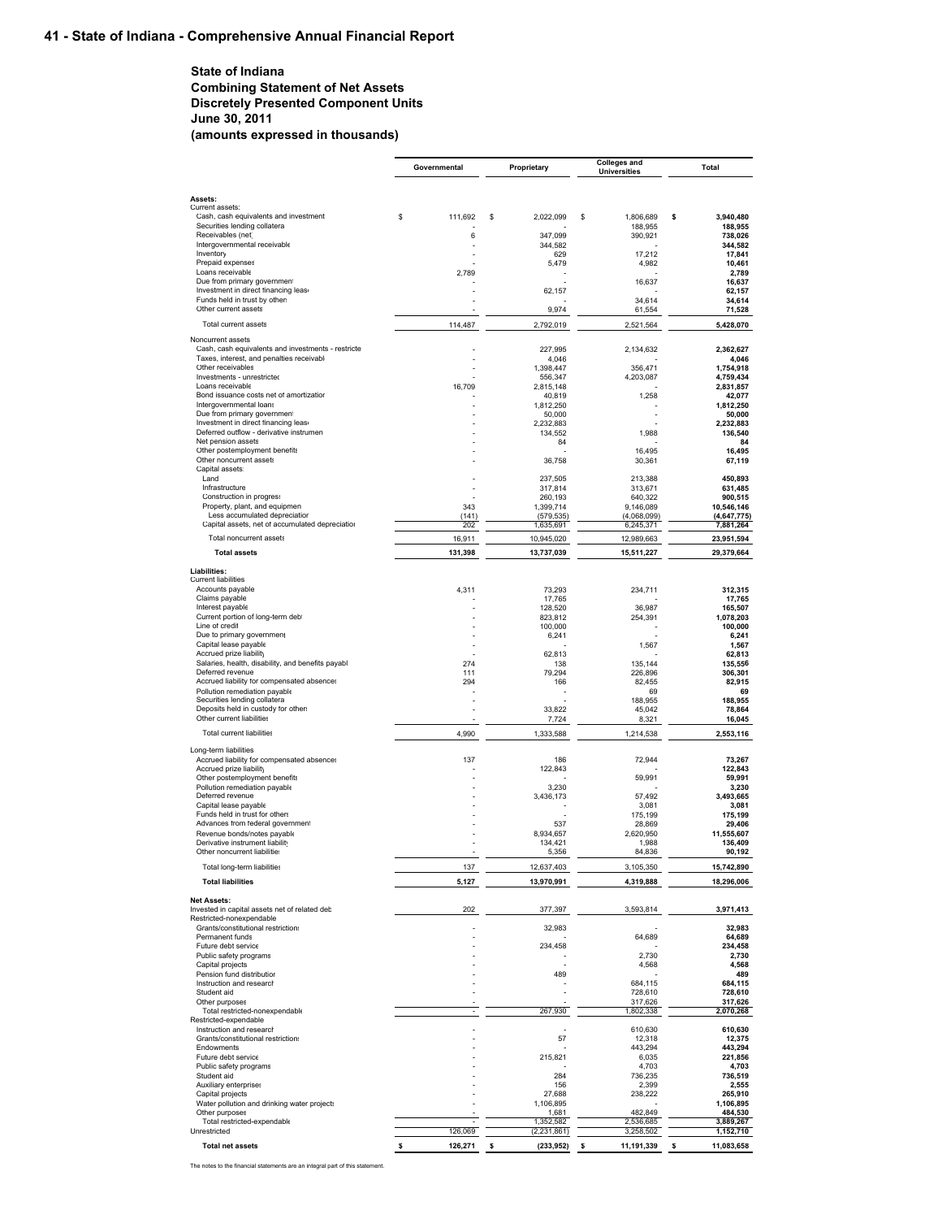# State of Indiana
## Combining Statement of Net Assets
## Discretely Presented Component Units
## June 30, 2011
## (amounts expressed in thousands)

| | Governmental | Proprietary | Colleges and Universities | Total |
|---|---|---|---|---|
| **Assets:** | | | | |
| Current assets: | | | | |
| Cash, cash equivalents and investment | $ 111,692 | $ 2,022,099 | $ 1,806,689 | **$ 3,940,480** |
| Securities lending collatera | - | - | 188,955 | **188,955** |
| Receivables (net) | 6 | 347,099 | 390,921 | **738,026** |
| Intergovernmental receivable | - | 344,582 | - | **344,582** |
| Inventory | - | 629 | 17,212 | **17,841** |
| Prepaid expenses | - | 5,479 | 4,982 | **10,461** |
| Loans receivable | 2,789 | - | - | **2,789** |
| Due from primary government | - | - | 16,637 | **16,637** |
| Investment in direct financing lease | - | 62,157 | - | **62,157** |
| Funds held in trust by others | - | - | 34,614 | **34,614** |
| Other current assets | - | 9,974 | 61,554 | **71,528** |
| Total current assets | 114,487 | 2,792,019 | 2,521,564 | **5,428,070** |
| Noncurrent assets | | | | |
| Cash, cash equivalents and investments - restricted | - | 227,995 | 2,134,632 | **2,362,627** |
| Taxes, interest, and penalties receivable | - | 4,046 | - | **4,046** |
| Other receivables | - | 1,398,447 | 356,471 | **1,754,918** |
| Investments - unrestricted | - | 556,347 | 4,203,087 | **4,759,434** |
| Loans receivable | 16,709 | 2,815,148 | - | **2,831,857** |
| Bond issuance costs net of amortization | - | 40,819 | 1,258 | **42,077** |
| Intergovernmental loans | - | 1,812,250 | - | **1,812,250** |
| Due from primary government | - | 50,000 | - | **50,000** |
| Investment in direct financing lease | - | 2,232,883 | - | **2,232,883** |
| Deferred outflow - derivative instrument | - | 134,552 | 1,988 | **136,540** |
| Net pension assets | - | 84 | - | **84** |
| Other postemployment benefits | - | - | 16,495 | **16,495** |
| Other noncurrent assets | - | 36,758 | 30,361 | **67,119** |
| Capital assets: | | | | |
| Land | - | 237,505 | 213,388 | **450,893** |
| Infrastructure | - | 317,814 | 313,671 | **631,485** |
| Construction in progress | - | 260,193 | 640,322 | **900,515** |
| Property, plant, and equipment | 343 | 1,399,714 | 9,146,089 | **10,546,146** |
| Less accumulated depreciation | (141) | (579,535) | (4,068,099) | **(4,647,775)** |
| Capital assets, net of accumulated depreciation | 202 | 1,635,691 | 6,245,371 | **7,881,264** |
| Total noncurrent assets | 16,911 | 10,945,020 | 12,989,663 | **23,951,594** |
| **Total assets** | **131,398** | **13,737,039** | **15,511,227** | **29,379,664** |
| **Liabilities:** | | | | |
| Current liabilities | | | | |
| Accounts payable | 4,311 | 73,293 | 234,711 | **312,315** |
| Claims payable | - | 17,765 | - | **17,765** |
| Interest payable | - | 128,520 | 36,987 | **165,507** |
| Current portion of long-term debt | - | 823,812 | 254,391 | **1,078,203** |
| Line of credit | - | 100,000 | - | **100,000** |
| Due to primary government | - | 6,241 | - | **6,241** |
| Capital lease payable | - | - | 1,567 | **1,567** |
| Accrued prize liability | - | 62,813 | - | **62,813** |
| Salaries, health, disability, and benefits payable | 274 | 138 | 135,144 | **135,556** |
| Deferred revenue | 111 | 79,294 | 226,896 | **306,301** |
| Accrued liability for compensated absences | 294 | 166 | 82,455 | **82,915** |
| Pollution remediation payable | - | - | 69 | **69** |
| Securities lending collateral | - | - | 188,955 | **188,955** |
| Deposits held in custody for others | - | 33,822 | 45,042 | **78,864** |
| Other current liabilities | - | 7,724 | 8,321 | **16,045** |
| Total current liabilities | 4,990 | 1,333,588 | 1,214,538 | **2,553,116** |
| Long-term liabilities | | | | |
| Accrued liability for compensated absences | 137 | 186 | 72,944 | **73,267** |
| Accrued prize liability | - | 122,843 | - | **122,843** |
| Other postemployment benefits | - | - | 59,991 | **59,991** |
| Pollution remediation payable | - | 3,230 | - | **3,230** |
| Deferred revenue | - | 3,436,173 | 57,492 | **3,493,665** |
| Capital lease payable | - | - | 3,081 | **3,081** |
| Funds held in trust for others | - | - | 175,199 | **175,199** |
| Advances from federal government | - | 537 | 28,869 | **29,406** |
| Revenue bonds/notes payable | - | 8,934,657 | 2,620,950 | **11,555,607** |
| Derivative instrument liability | - | 134,421 | 1,988 | **136,409** |
| Other noncurrent liabilities | - | 5,356 | 84,836 | **90,192** |
| Total long-term liabilities | 137 | 12,637,403 | 3,105,350 | **15,742,890** |
| **Total liabilities** | **5,127** | **13,970,991** | **4,319,888** | **18,296,006** |
| **Net Assets:** | | | | |
| Invested in capital assets net of related debt | 202 | 377,397 | 3,593,814 | **3,971,413** |
| Restricted-nonexpendable | | | | |
| Grants/constitutional restrictions | - | 32,983 | - | **32,983** |
| Permanent funds | - | - | 64,689 | **64,689** |
| Future debt service | - | 234,458 | - | **234,458** |
| Public safety programs | - | - | 2,730 | **2,730** |
| Capital projects | - | - | 4,568 | **4,568** |
| Pension fund distribution | - | 489 | - | **489** |
| Instruction and research | - | - | 684,115 | **684,115** |
| Student aid | - | - | 728,610 | **728,610** |
| Other purposes | - | - | 317,626 | **317,626** |
| Total restricted-nonexpendable | - | 267,930 | 1,802,338 | **2,070,268** |
| Restricted-expendable | | | | |
| Instruction and research | - | - | 610,630 | **610,630** |
| Grants/constitutional restrictions | - | 57 | 12,318 | **12,375** |
| Endowments | - | - | 443,294 | **443,294** |
| Future debt service | - | 215,821 | 6,035 | **221,856** |
| Public safety programs | - | - | 4,703 | **4,703** |
| Student aid | - | 284 | 736,235 | **736,519** |
| Auxiliary enterprises | - | 156 | 2,399 | **2,555** |
| Capital projects | - | 27,688 | 238,222 | **265,910** |
| Water pollution and drinking water projects | - | 1,106,895 | - | **1,106,895** |
| Other purposes | - | 1,681 | 482,849 | **484,530** |
| Total restricted-expendable | - | 1,352,582 | 2,536,685 | **3,889,267** |
| Unrestricted | 126,069 | (2,231,861) | 3,258,502 | **1,152,710** |
| **Total net assets** | **$ 126,271** | **$ (233,952)** | **$ 11,191,339** | **$ 11,083,658** |

The notes to the financial statements are an integral part of this statement.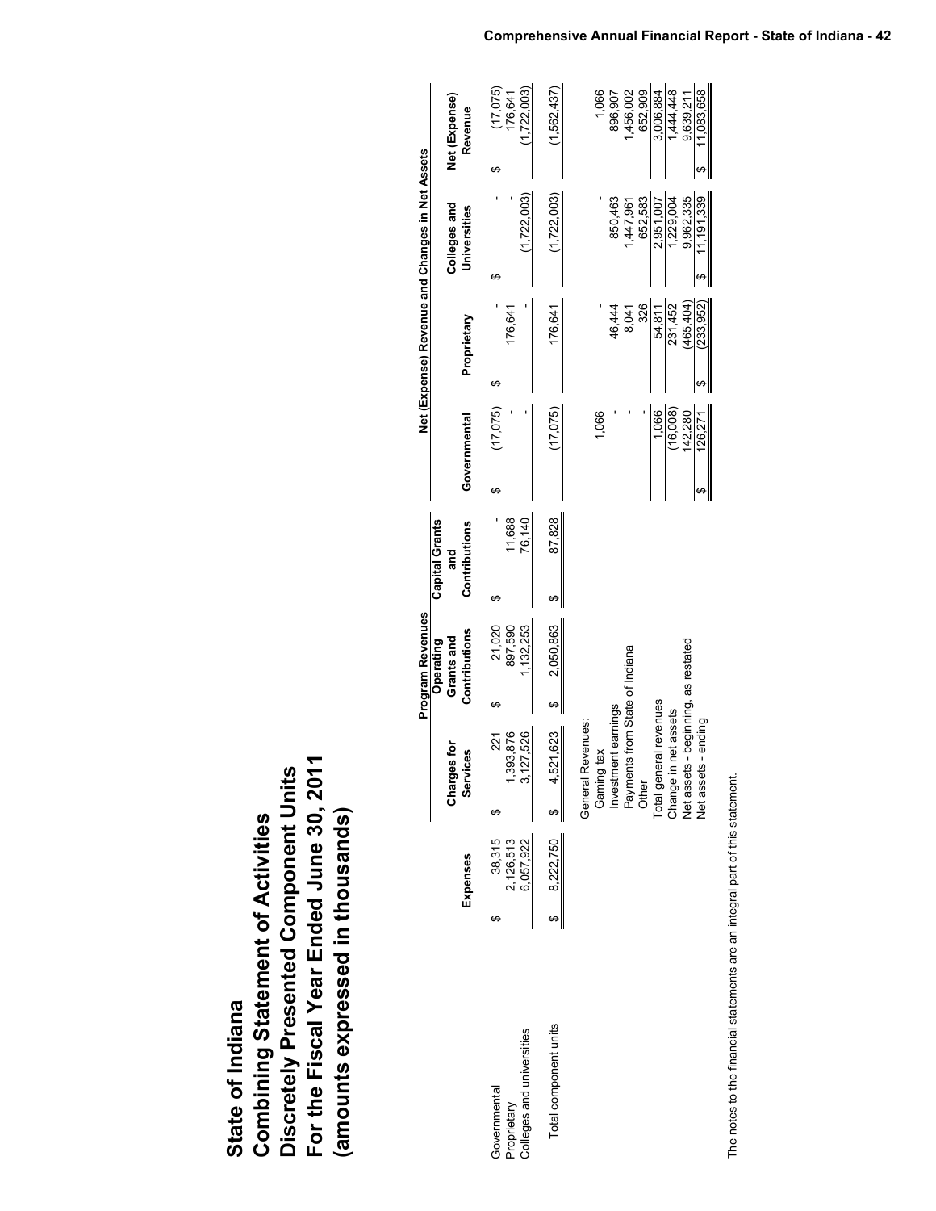# State of Indiana
## Combining Statement of Activities
## Discretely Presented Component Units
## For the Fiscal Year Ended June 30, 2011
## (amounts expressed in thousands)

| | | Program Revenues | | | Net (Expense) Revenue and Changes in Net Assets | | | |
|---|---|---|---|---|---|---|---|---|
| | Expenses | Charges for Services | Operating Grants and Contributions | Capital Grants and Contributions | Governmental | Proprietary | Colleges and Universities | Net (Expense) Revenue |
| Governmental | $ 38,315 | $ 221 | $ 21,020 | $ - | $ (17,075) | $ - | $ - | $ (17,075) |
| Proprietary | 2,126,513 | 1,393,876 | 897,590 | 11,688 | - | 176,641 | - | 176,641 |
| Colleges and universities | 6,057,922 | 3,127,526 | 1,132,253 | 76,140 | - | - | (1,722,003) | (1,722,003) |
| Total component units | $ 8,222,750 | $ 4,521,623 | $ 2,050,863 | $ 87,828 | (17,075) | 176,641 | (1,722,003) | (1,562,437) |
| | | General Revenues: | | | | | | |
| | | Gaming tax | | | 1,066 | - | - | 1,066 |
| | | Investment earnings | | | - | 46,444 | 850,463 | 896,907 |
| | | Payments from State of Indiana | | | - | 8,041 | 1,447,961 | 1,456,002 |
| | | Other | | | - | 326 | 652,583 | 652,909 |
| | | Total general revenues | | | 1,066 | 54,811 | 2,951,007 | 3,006,884 |
| | | Change in net assets | | | (16,008) | 231,452 | 1,229,004 | 1,444,448 |
| | | Net assets - beginning, as restated | | | 142,280 | (465,404) | 9,962,335 | 9,639,211 |
| | | Net assets - ending | | | $ 126,271 | $ (233,952) | $ 11,191,339 | $ 11,083,658 |

The notes to the financial statements are an integral part of this statement.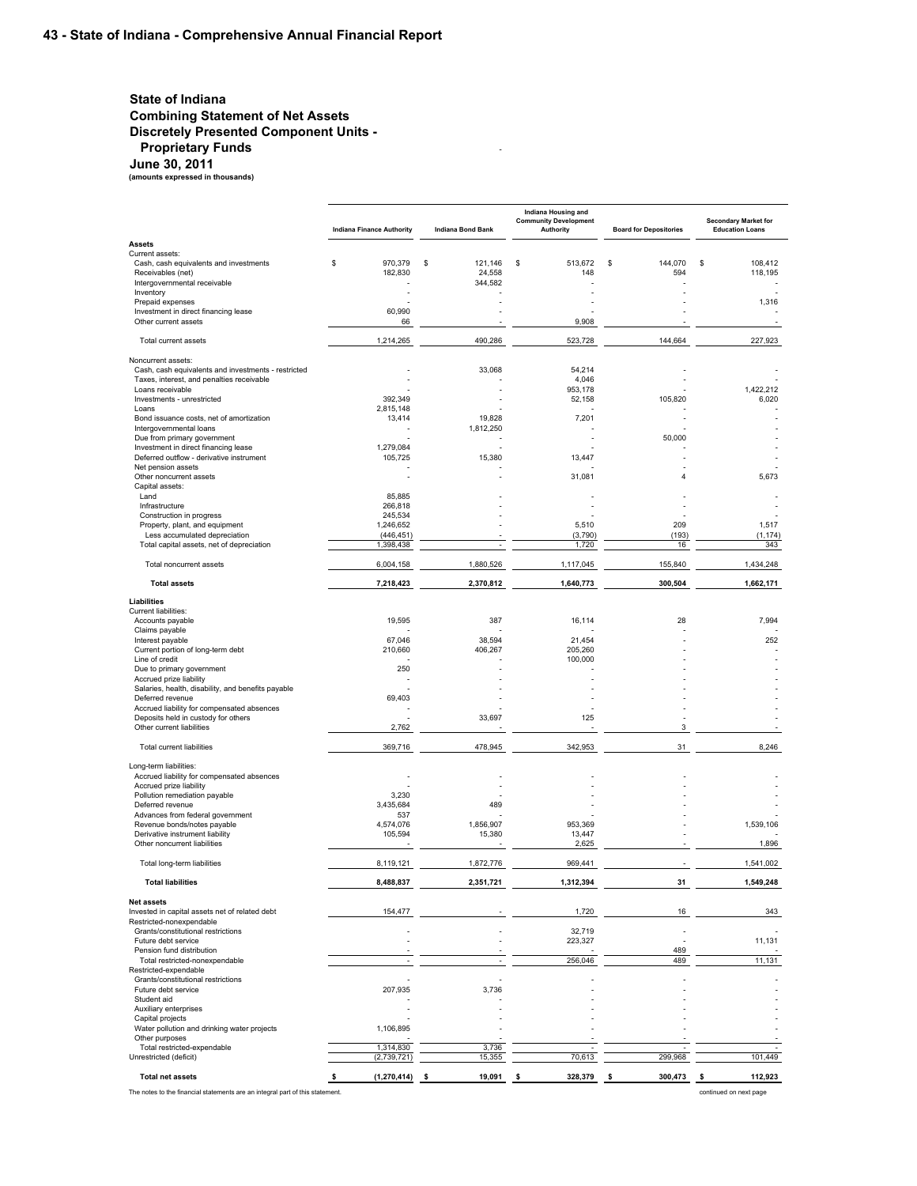## State of Indiana
## Combining Statement of Net Assets
## Discretely Presented Component Units - Proprietary Funds
## June 30, 2011
**(amounts expressed in thousands)**

| | Indiana Finance Authority | Indiana Bond Bank | Indiana Housing and Community Development Authority | Board for Depositories | Secondary Market for Education Loans |
|---|---|---|---|---|---|
| **Assets** | | | | | |
| Current assets: | | | | | |
| Cash, cash equivalents and investments | $ 970,379 | $ 121,146 | $ 513,672 | $ 144,070 | $ 108,412 |
| Receivables (net) | 182,830 | 24,558 | 148 | 594 | 118,195 |
| Intergovernmental receivable | - | 344,582 | - | - | - |
| Inventory | - | - | - | - | - |
| Prepaid expenses | - | - | - | - | 1,316 |
| Investment in direct financing lease | 60,990 | - | - | - | - |
| Other current assets | 66 | - | 9,908 | - | - |
| Total current assets | 1,214,265 | 490,286 | 523,728 | 144,664 | 227,923 |
| Noncurrent assets: | | | | | |
| Cash, cash equivalents and investments - restricted | - | 33,068 | 54,214 | - | - |
| Taxes, interest, and penalties receivable | - | - | 4,046 | - | - |
| Loans receivable | - | - | 953,178 | - | 1,422,212 |
| Investments - unrestricted | 392,349 | - | 52,158 | 105,820 | 6,020 |
| Loans | 2,815,148 | - | - | - | - |
| Bond issuance costs, net of amortization | 13,414 | 19,828 | 7,201 | - | - |
| Intergovernmental loans | - | 1,812,250 | - | - | - |
| Due from primary government | - | - | - | 50,000 | - |
| Investment in direct financing lease | 1,279,084 | - | - | - | - |
| Deferred outflow - derivative instrument | 105,725 | 15,380 | 13,447 | - | - |
| Net pension assets | - | - | - | - | - |
| Other noncurrent assets | - | - | 31,081 | 4 | 5,673 |
| Capital assets: | | | | | |
| Land | 85,885 | - | - | - | - |
| Infrastructure | 266,818 | - | - | - | - |
| Construction in progress | 245,534 | - | - | - | - |
| Property, plant, and equipment | 1,246,652 | - | 5,510 | 209 | 1,517 |
| Less accumulated depreciation | (446,451) | - | (3,790) | (193) | (1,174) |
| Total capital assets, net of depreciation | 1,398,438 | - | 1,720 | 16 | 343 |
| Total noncurrent assets | 6,004,158 | 1,880,526 | 1,117,045 | 155,840 | 1,434,248 |
| **Total assets** | **7,218,423** | **2,370,812** | **1,640,773** | **300,504** | **1,662,171** |
| **Liabilities** | | | | | |
| Current liabilities: | | | | | |
| Accounts payable | 19,595 | 387 | 16,114 | 28 | 7,994 |
| Claims payable | - | - | - | - | - |
| Interest payable | 67,046 | 38,594 | 21,454 | - | 252 |
| Current portion of long-term debt | 210,660 | 406,267 | 205,260 | - | - |
| Line of credit | - | - | 100,000 | - | - |
| Due to primary government | 250 | - | - | - | - |
| Accrued prize liability | - | - | - | - | - |
| Salaries, health, disability, and benefits payable | - | - | - | - | - |
| Deferred revenue | 69,403 | - | - | - | - |
| Accrued liability for compensated absences | - | - | - | - | - |
| Deposits held in custody for others | - | 33,697 | 125 | - | - |
| Other current liabilities | 2,762 | - | - | 3 | - |
| Total current liabilities | 369,716 | 478,945 | 342,953 | 31 | 8,246 |
| Long-term liabilities: | | | | | |
| Accrued liability for compensated absences | - | - | - | - | - |
| Accrued prize liability | - | - | - | - | - |
| Pollution remediation payable | 3,230 | - | - | - | - |
| Deferred revenue | 3,435,684 | 489 | - | - | - |
| Advances from federal government | 537 | - | - | - | - |
| Revenue bonds/notes payable | 4,574,076 | 1,856,907 | 953,369 | - | 1,539,106 |
| Derivative instrument liability | 105,594 | 15,380 | 13,447 | - | - |
| Other noncurrent liabilities | - | - | 2,625 | - | 1,896 |
| Total long-term liabilities | 8,119,121 | 1,872,776 | 969,441 | - | 1,541,002 |
| **Total liabilities** | **8,488,837** | **2,351,721** | **1,312,394** | **31** | **1,549,248** |
| **Net assets** | | | | | |
| Invested in capital assets net of related debt | 154,477 | - | 1,720 | 16 | 343 |
| Restricted-nonexpendable | | | | | |
| Grants/constitutional restrictions | - | - | 32,719 | - | - |
| Future debt service | - | - | 223,327 | - | 11,131 |
| Pension fund distribution | - | - | - | 489 | - |
| Total restricted-nonexpendable | - | - | 256,046 | 489 | 11,131 |
| Restricted-expendable | | | | | |
| Grants/constitutional restrictions | - | - | - | - | - |
| Future debt service | 207,935 | 3,736 | - | - | - |
| Student aid | - | - | - | - | - |
| Auxiliary enterprises | - | - | - | - | - |
| Capital projects | - | - | - | - | - |
| Water pollution and drinking water projects | 1,106,895 | - | - | - | - |
| Other purposes | - | - | - | - | - |
| Total restricted-expendable | 1,314,830 | 3,736 | - | - | - |
| Unrestricted (deficit) | (2,739,721) | 15,355 | 70,613 | 299,968 | 101,449 |
| **Total net assets** | **$ (1,270,414)** | **$ 19,091** | **$ 328,379** | **$ 300,473** | **$ 112,923** |

The notes to the financial statements are an integral part of this statement.

continued on next page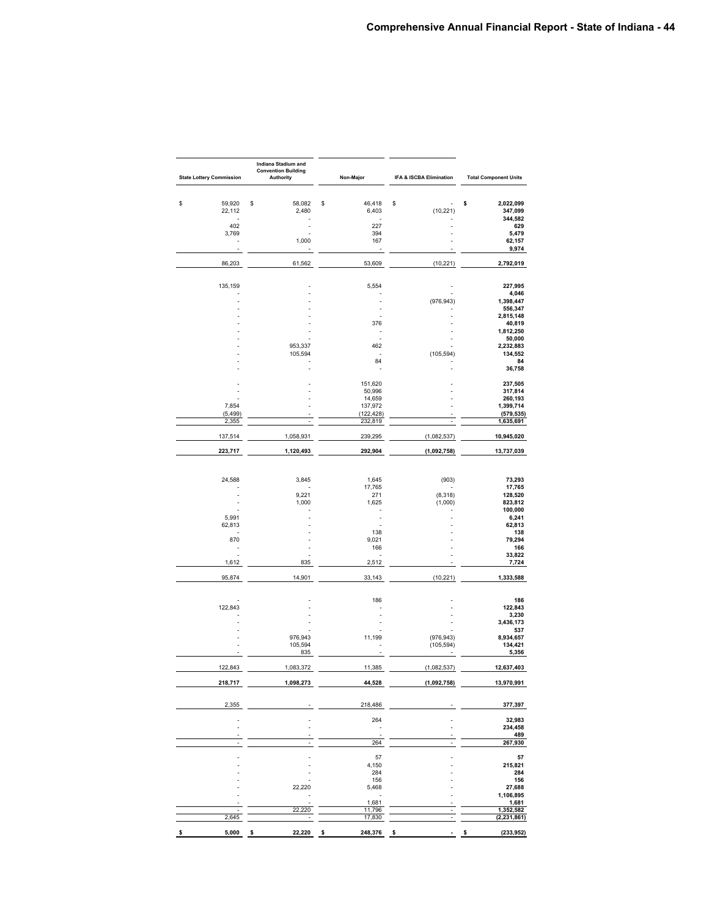| State Lottery Commission | Indiana Stadium and Convention Building Authority | Non-Major | IFA & ISCBA Elimination | Total Component Units |
|---|---|---|---|---|
| $ 59,920 | $ 58,082 | $ 46,418 | $ - | $ 2,022,099 |
| 22,112 | 2,480 | 6,403 | (10,221) | 347,099 |
| - | - | - | - | 344,582 |
| 402 | - | 227 | - | 629 |
| 3,769 | - | 394 | - | 5,479 |
| - | 1,000 | 167 | - | 62,157 |
| - | - | - | - | 9,974 |
| 86,203 | 61,562 | 53,609 | (10,221) | 2,792,019 |
| | | | | |
| 135,159 | - | 5,554 | - | 227,995 |
| - | - | - | - | 4,046 |
| - | - | - | (976,943) | 1,398,447 |
| - | - | - | - | 556,347 |
| - | - | - | - | 2,815,148 |
| - | - | 376 | - | 40,819 |
| - | - | - | - | 1,812,250 |
| - | - | - | - | 50,000 |
| - | 953,337 | 462 | - | 2,232,883 |
| - | 105,594 | - | (105,594) | 134,552 |
| - | - | 84 | - | 84 |
| - | - | - | - | 36,758 |
| | | | | |
| - | - | 151,620 | - | 237,505 |
| - | - | 50,996 | - | 317,814 |
| - | - | 14,659 | - | 260,193 |
| 7,854 | - | 137,972 | - | 1,399,714 |
| (5,499) | - | (122,428) | - | (579,535) |
| 2,355 | - | 232,819 | - | 1,635,691 |
| 137,514 | 1,058,931 | 239,295 | (1,082,537) | 10,945,020 |
| 223,717 | 1,120,493 | 292,904 | (1,092,758) | 13,737,039 |
| | | | | |
| 24,588 | 3,845 | 1,645 | (903) | 73,293 |
| - | - | 17,765 | - | 17,765 |
| - | 9,221 | 271 | (8,318) | 128,520 |
| - | 1,000 | 1,625 | (1,000) | 823,812 |
| - | - | - | - | 100,000 |
| 5,991 | - | - | - | 6,241 |
| 62,813 | - | - | - | 62,813 |
| - | - | 138 | - | 138 |
| 870 | - | 9,021 | - | 79,294 |
| - | - | 166 | - | 166 |
| - | - | - | - | 33,822 |
| 1,612 | 835 | 2,512 | - | 7,724 |
| 95,874 | 14,901 | 33,143 | (10,221) | 1,333,588 |
| | | | | |
| - | - | 186 | - | 186 |
| 122,843 | - | - | - | 122,843 |
| - | - | - | - | 3,230 |
| - | - | - | - | 3,436,173 |
| - | - | - | - | 537 |
| - | 976,943 | 11,199 | (976,943) | 8,934,657 |
| - | 105,594 | - | (105,594) | 134,421 |
| - | 835 | - | - | 5,356 |
| 122,843 | 1,083,372 | 11,385 | (1,082,537) | 12,637,403 |
| 218,717 | 1,098,273 | 44,528 | (1,092,758) | 13,970,991 |
| | | | | |
| 2,355 | - | 218,486 | - | 377,397 |
| | | | | |
| - | - | 264 | - | 32,983 |
| - | - | - | - | 234,458 |
| - | - | - | - | 489 |
| - | - | 264 | - | 267,930 |
| | | | | |
| - | - | 57 | - | 57 |
| - | - | 4,150 | - | 215,821 |
| - | - | 284 | - | 284 |
| - | - | 156 | - | 156 |
| - | 22,220 | 5,468 | - | 27,688 |
| - | - | - | - | 1,106,895 |
| - | - | 1,681 | - | 1,681 |
| - | 22,220 | 11,796 | - | 1,352,582 |
| 2,645 | - | 17,830 | - | (2,231,861) |
| $ 5,000 | $ 22,220 | $ 248,376 | $ - | $ (233,952) |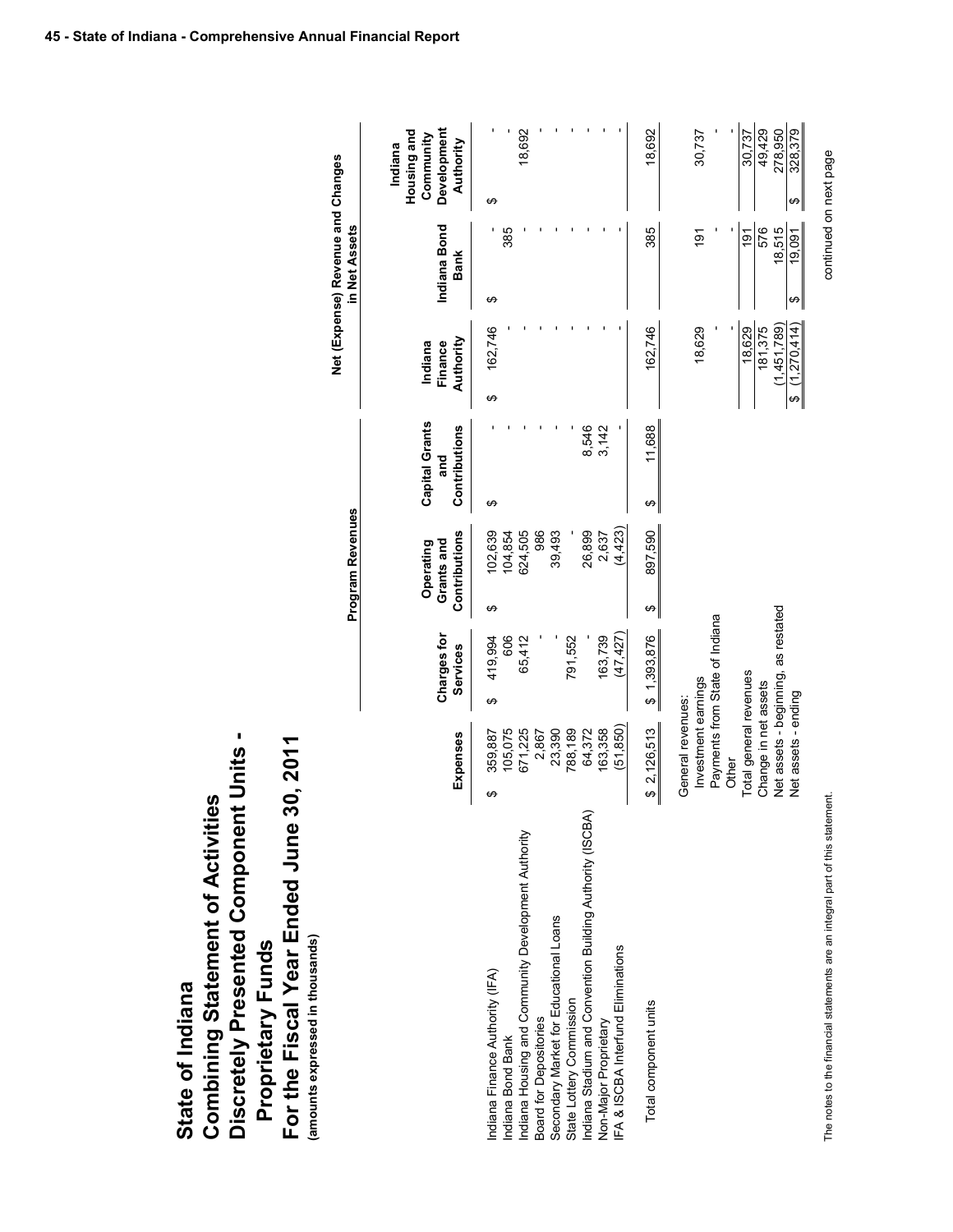# State of Indiana
# Combining Statement of Activities
# Discretely Presented Component Units - Proprietary Funds
# For the Fiscal Year Ended June 30, 2011

**(amounts expressed in thousands)**

| | | Program Revenues | | | Net (Expense) Revenue and Changes in Net Assets | | |
|---|---|---|---|---|---|---|---|
| | Expenses | Charges for Services | Operating Grants and Contributions | Capital Grants and Contributions | Indiana Finance Authority | Indiana Bond Bank | Indiana Housing and Community Development Authority |
| Indiana Finance Authority (IFA) | $ 359,887 | $ 419,994 | $ 102,639 | $ - | $ 162,746 | $ - | $ - |
| Indiana Bond Bank | 105,075 | 606 | 104,854 | - | - | 385 | - |
| Indiana Housing and Community Development Authority | 671,225 | 65,412 | 624,505 | - | - | - | 18,692 |
| Board for Depositories | 2,867 | - | 986 | - | - | - | - |
| Secondary Market for Educational Loans | 23,390 | - | 39,493 | - | - | - | - |
| State Lottery Commission | 788,189 | 791,552 | - | - | - | - | - |
| Indiana Stadium and Convention Building Authority (ISCBA) | 64,372 | - | 26,899 | 8,546 | - | - | - |
| Non-Major Proprietary | 163,358 | 163,739 | 2,637 | 3,142 | - | - | - |
| IFA & ISCBA Interfund Eliminations | (51,850) | (47,427) | (4,423) | - | - | - | - |
| Total component units | $ 2,126,513 | $ 1,393,876 | $ 897,590 | $ 11,688 | 162,746 | 385 | 18,692 |
| General revenues: | | | | | | | |
| Investment earnings | | | | | 18,629 | 191 | 30,737 |
| Payments from State of Indiana | | | | | - | - | - |
| Other | | | | | - | - | - |
| Total general revenues | | | | | 18,629 | 191 | 30,737 |
| Change in net assets | | | | | 181,375 | 576 | 49,429 |
| Net assets - beginning, as restated | | | | | (1,451,789) | 18,515 | 278,950 |
| Net assets - ending | | | | | $ (1,270,414) | $ 19,091 | $ 328,379 |

The notes to the financial statements are an integral part of this statement.

continued on next page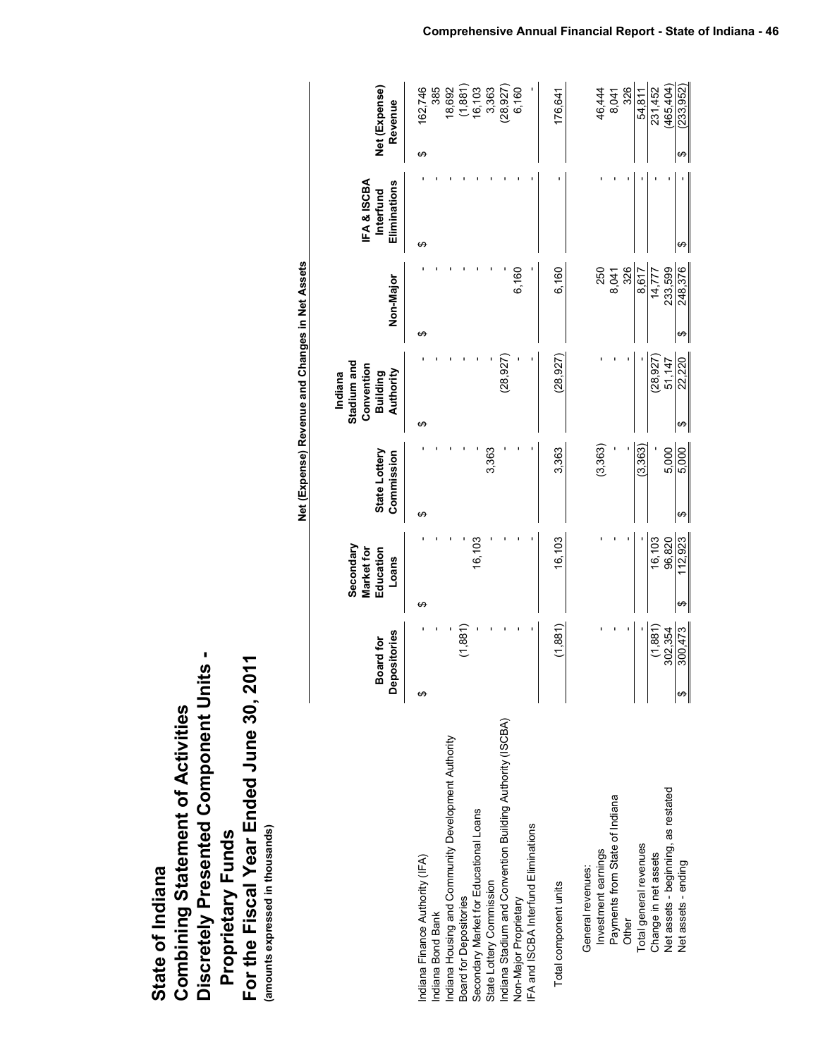# State of Indiana

# Combining Statement of Activities

# Discretely Presented Component Units - Proprietary Funds

# For the Fiscal Year Ended June 30, 2011

**(amounts expressed in thousands)**

| | Net (Expense) Revenue and Changes in Net Assets | | | | | | |
|---|---|---|---|---|---|---|---|
| | Board for Depositories | Secondary Market for Education Loans | State Lottery Commission | Indiana Stadium and Convention Building Authority | Non-Major | IFA & ISCBA Interfund Eliminations | Net (Expense) Revenue |
| Indiana Finance Authority (IFA) | $ - | $ - | $ - | $ - | $ - | $ - | $ 162,746 |
| Indiana Bond Bank | - | - | - | - | - | - | 385 |
| Indiana Housing and Community Development Authority | - | - | - | - | - | - | 18,692 |
| Board for Depositories | (1,881) | - | - | - | - | - | (1,881) |
| Secondary Market for Educational Loans | - | 16,103 | - | - | - | - | 16,103 |
| State Lottery Commission | - | - | 3,363 | - | - | - | 3,363 |
| Indiana Stadium and Convention Building Authority (ISCBA) | - | - | - | (28,927) | - | - | (28,927) |
| Non-Major Proprietary | - | - | - | - | 6,160 | - | 6,160 |
| IFA and ISCBA Interfund Eliminations | - | - | - | - | - | - | - |
| Total component units | (1,881) | 16,103 | 3,363 | (28,927) | 6,160 | - | 176,641 |
| General revenues: | | | | | | | |
| Investment earnings | - | - | (3,363) | - | 250 | - | 46,444 |
| Payments from State of Indiana | - | - | - | - | 8,041 | - | 8,041 |
| Other | - | - | - | - | 326 | - | 326 |
| Total general revenues | - | - | (3,363) | - | 8,617 | - | 54,811 |
| Change in net assets | (1,881) | 16,103 | - | (28,927) | 14,777 | - | 231,452 |
| Net assets - beginning, as restated | 302,354 | 96,820 | 5,000 | 51,147 | 233,599 | - | (465,404) |
| Net assets - ending | $ 300,473 | $ 112,923 | $ 5,000 | $ 22,220 | $ 248,376 | $ - | $ (233,952) |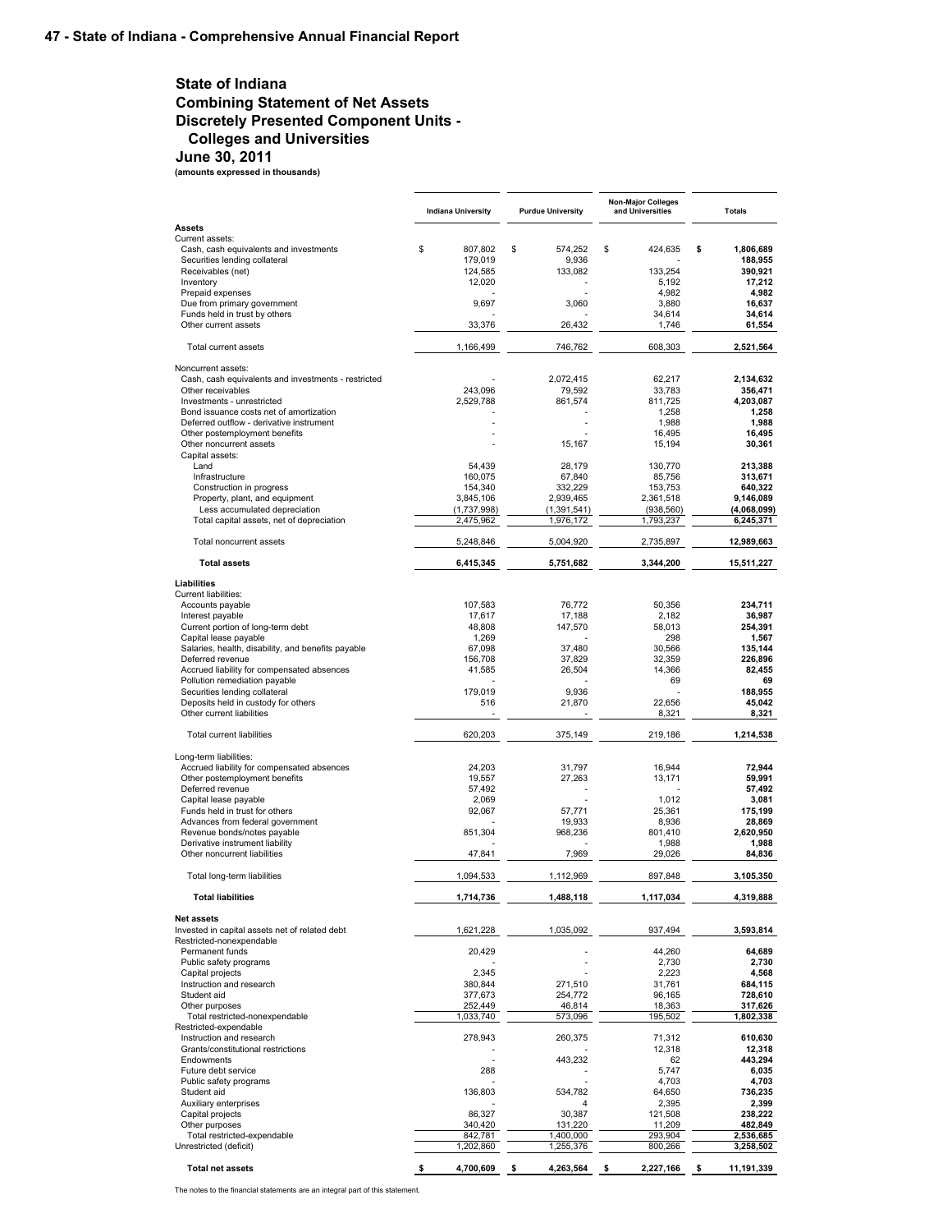# State of Indiana
## Combining Statement of Net Assets
## Discretely Presented Component Units - Colleges and Universities
## June 30, 2011

**(amounts expressed in thousands)**

| | Indiana University | Purdue University | Non-Major Colleges and Universities | Totals |
|---|---|---|---|---|
| **Assets** | | | | |
| Current assets: | | | | |
| Cash, cash equivalents and investments | $ 807,802 | $ 574,252 | $ 424,635 | **$ 1,806,689** |
| Securities lending collateral | 179,019 | 9,936 | - | **188,955** |
| Receivables (net) | 124,585 | 133,082 | 133,254 | **390,921** |
| Inventory | 12,020 | - | 5,192 | **17,212** |
| Prepaid expenses | - | - | 4,982 | **4,982** |
| Due from primary government | 9,697 | 3,060 | 3,880 | **16,637** |
| Funds held in trust by others | - | - | 34,614 | **34,614** |
| Other current assets | 33,376 | 26,432 | 1,746 | **61,554** |
| Total current assets | 1,166,499 | 746,762 | 608,303 | **2,521,564** |
| Noncurrent assets: | | | | |
| Cash, cash equivalents and investments - restricted | - | 2,072,415 | 62,217 | **2,134,632** |
| Other receivables | 243,096 | 79,592 | 33,783 | **356,471** |
| Investments - unrestricted | 2,529,788 | 861,574 | 811,725 | **4,203,087** |
| Bond issuance costs net of amortization | - | - | 1,258 | **1,258** |
| Deferred outflow - derivative instrument | - | - | 1,988 | **1,988** |
| Other postemployment benefits | - | - | 16,495 | **16,495** |
| Other noncurrent assets | - | 15,167 | 15,194 | **30,361** |
| Capital assets: | | | | |
| Land | 54,439 | 28,179 | 130,770 | **213,388** |
| Infrastructure | 160,075 | 67,840 | 85,756 | **313,671** |
| Construction in progress | 154,340 | 332,229 | 153,753 | **640,322** |
| Property, plant, and equipment | 3,845,106 | 2,939,465 | 2,361,518 | **9,146,089** |
| Less accumulated depreciation | (1,737,998) | (1,391,541) | (938,560) | **(4,068,099)** |
| Total capital assets, net of depreciation | 2,475,962 | 1,976,172 | 1,793,237 | **6,245,371** |
| Total noncurrent assets | 5,248,846 | 5,004,920 | 2,735,897 | **12,989,663** |
| **Total assets** | **6,415,345** | **5,751,682** | **3,344,200** | **15,511,227** |
| **Liabilities** | | | | |
| Current liabilities: | | | | |
| Accounts payable | 107,583 | 76,772 | 50,356 | **234,711** |
| Interest payable | 17,617 | 17,188 | 2,182 | **36,987** |
| Current portion of long-term debt | 48,808 | 147,570 | 58,013 | **254,391** |
| Capital lease payable | 1,269 | - | 298 | **1,567** |
| Salaries, health, disability, and benefits payable | 67,098 | 37,480 | 30,566 | **135,144** |
| Deferred revenue | 156,708 | 37,829 | 32,359 | **226,896** |
| Accrued liability for compensated absences | 41,585 | 26,504 | 14,366 | **82,455** |
| Pollution remediation payable | - | - | 69 | **69** |
| Securities lending collateral | 179,019 | 9,936 | - | **188,955** |
| Deposits held in custody for others | 516 | 21,870 | 22,656 | **45,042** |
| Other current liabilities | - | - | 8,321 | **8,321** |
| Total current liabilities | 620,203 | 375,149 | 219,186 | **1,214,538** |
| Long-term liabilities: | | | | |
| Accrued liability for compensated absences | 24,203 | 31,797 | 16,944 | **72,944** |
| Other postemployment benefits | 19,557 | 27,263 | 13,171 | **59,991** |
| Deferred revenue | 57,492 | - | - | **57,492** |
| Capital lease payable | 2,069 | - | 1,012 | **3,081** |
| Funds held in trust for others | 92,067 | 57,771 | 25,361 | **175,199** |
| Advances from federal government | - | 19,933 | 8,936 | **28,869** |
| Revenue bonds/notes payable | 851,304 | 968,236 | 801,410 | **2,620,950** |
| Derivative instrument liability | - | - | 1,988 | **1,988** |
| Other noncurrent liabilities | 47,841 | 7,969 | 29,026 | **84,836** |
| Total long-term liabilities | 1,094,533 | 1,112,969 | 897,848 | **3,105,350** |
| **Total liabilities** | **1,714,736** | **1,488,118** | **1,117,034** | **4,319,888** |
| **Net assets** | | | | |
| Invested in capital assets net of related debt | 1,621,228 | 1,035,092 | 937,494 | **3,593,814** |
| Restricted-nonexpendable | | | | |
| Permanent funds | 20,429 | - | 44,260 | **64,689** |
| Public safety programs | - | - | 2,730 | **2,730** |
| Capital projects | 2,345 | - | 2,223 | **4,568** |
| Instruction and research | 380,844 | 271,510 | 31,761 | **684,115** |
| Student aid | 377,673 | 254,772 | 96,165 | **728,610** |
| Other purposes | 252,449 | 46,814 | 18,363 | **317,626** |
| Total restricted-nonexpendable | 1,033,740 | 573,096 | 195,502 | **1,802,338** |
| Restricted-expendable | | | | |
| Instruction and research | 278,943 | 260,375 | 71,312 | **610,630** |
| Grants/constitutional restrictions | - | - | 12,318 | **12,318** |
| Endowments | - | 443,232 | 62 | **443,294** |
| Future debt service | 288 | - | 5,747 | **6,035** |
| Public safety programs | - | - | 4,703 | **4,703** |
| Student aid | 136,803 | 534,782 | 64,650 | **736,235** |
| Auxiliary enterprises | - | 4 | 2,395 | **2,399** |
| Capital projects | 86,327 | 30,387 | 121,508 | **238,222** |
| Other purposes | 340,420 | 131,220 | 11,209 | **482,849** |
| Total restricted-expendable | 842,781 | 1,400,000 | 293,904 | **2,536,685** |
| Unrestricted (deficit) | 1,202,860 | 1,255,376 | 800,266 | **3,258,502** |
| **Total net assets** | **$ 4,700,609** | **$ 4,263,564** | **$ 2,227,166** | **$ 11,191,339** |

The notes to the financial statements are an integral part of this statement.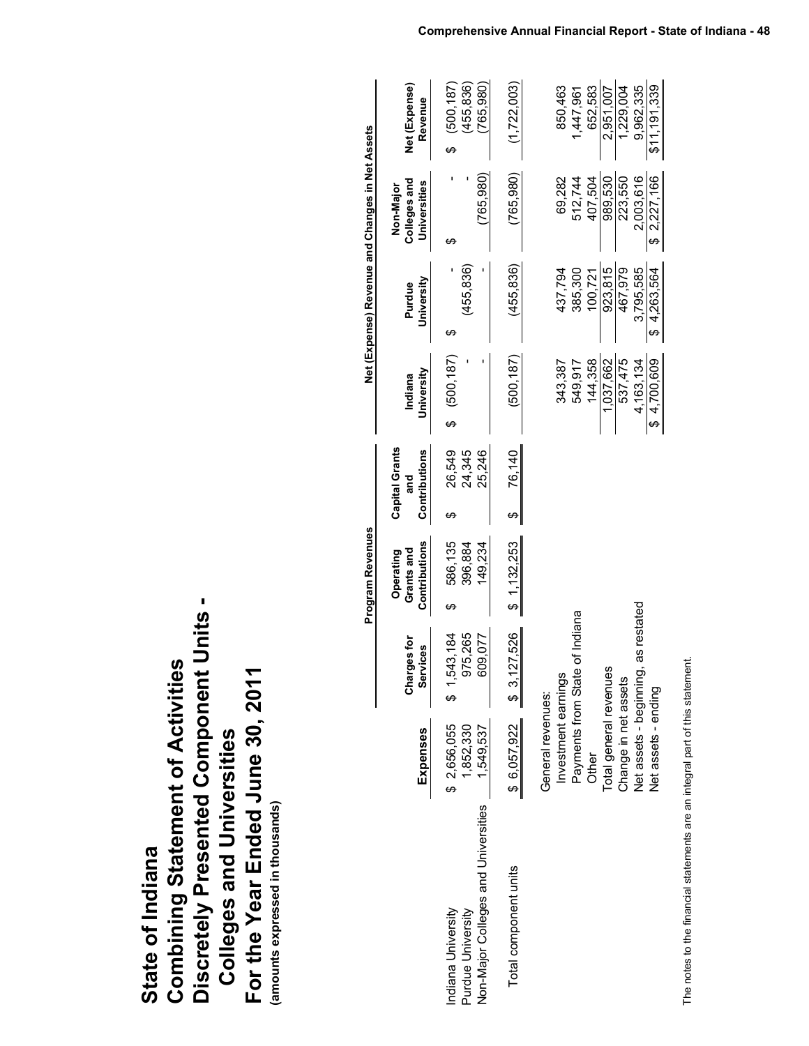# State of Indiana
## Combining Statement of Activities
## Discretely Presented Component Units - Colleges and Universities
## For the Year Ended June 30, 2011

(amounts expressed in thousands)

| | Expenses | Program Revenues | | | Net (Expense) Revenue and Changes in Net Assets | | | |
|---|---|---|---|---|---|---|---|---|
| | | Charges for Services | Operating Grants and Contributions | Capital Grants and Contributions | Indiana University | Purdue University | Non-Major Colleges and Universities | Net (Expense) Revenue |
| Indiana University | $ 2,656,055 | $ 1,543,184 | $ 586,135 | $ 26,549 | $ (500,187) | $ - | $ - | $ (500,187) |
| Purdue University | 1,852,330 | 975,265 | 396,884 | 24,345 | - | (455,836) | - | (455,836) |
| Non-Major Colleges and Universities | 1,549,537 | 609,077 | 149,234 | 25,246 | - | - | (765,980) | (765,980) |
| Total component units | $ 6,057,922 | $ 3,127,526 | $ 1,132,253 | $ 76,140 | (500,187) | (455,836) | (765,980) | (1,722,003) |
| General revenues: | | | | | | | | |
| Investment earnings | | | | | 343,387 | 437,794 | 69,282 | 850,463 |
| Payments from State of Indiana | | | | | 549,917 | 385,300 | 512,744 | 1,447,961 |
| Other | | | | | 144,358 | 100,721 | 407,504 | 652,583 |
| Total general revenues | | | | | 1,037,662 | 923,815 | 989,530 | 2,951,007 |
| Change in net assets | | | | | 537,475 | 467,979 | 223,550 | 1,229,004 |
| Net assets - beginning, as restated | | | | | 4,163,134 | 3,795,585 | 2,003,616 | 9,962,335 |
| Net assets - ending | | | | | $ 4,700,609 | $ 4,263,564 | $ 2,227,166 | $11,191,339 |

The notes to the financial statements are an integral part of this statement.